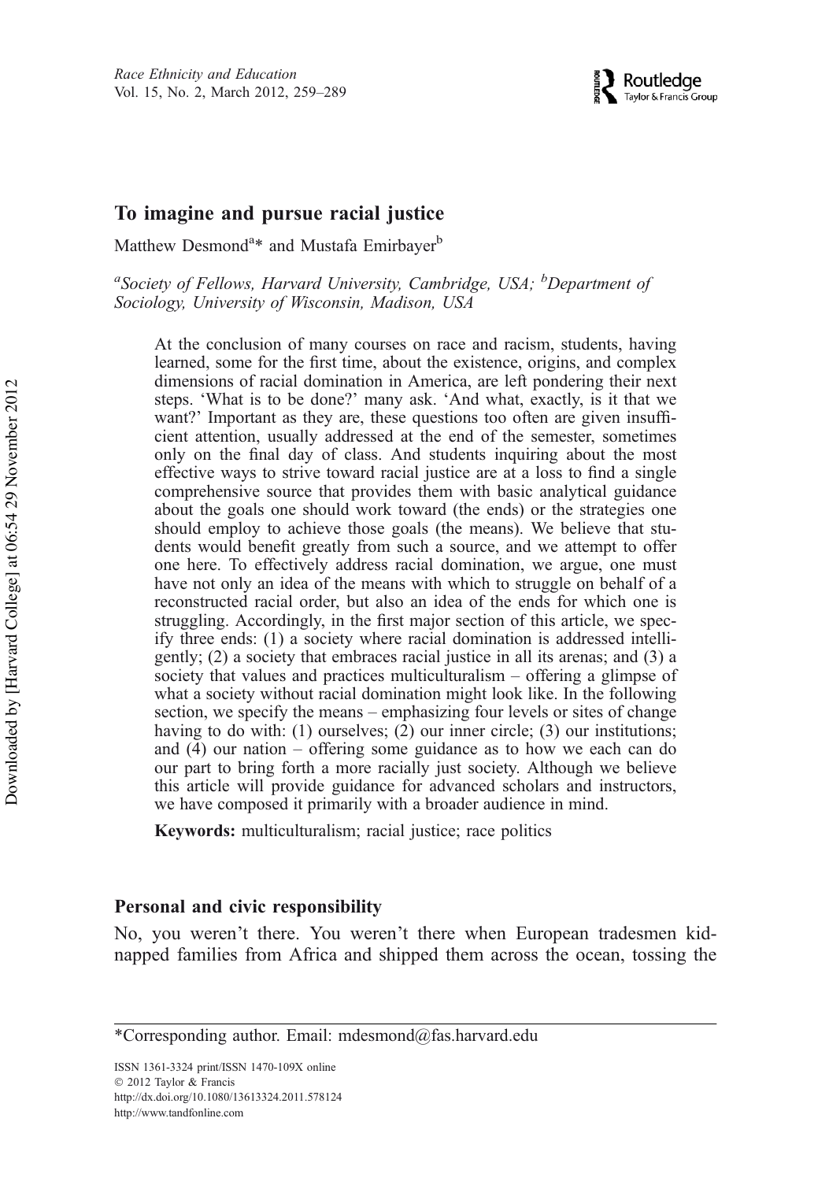# To imagine and pursue racial justice

Matthew Desmond[a]* and Mustafa Emirbayer[b]

[a]*Society of Fellows, Harvard University, Cambridge, USA;* [b]*Department of Sociology, University of Wisconsin, Madison, USA*

At the conclusion of many courses on race and racism, students, having learned, some for the first time, about the existence, origins, and complex dimensions of racial domination in America, are left pondering their next steps. 'What is to be done?' many ask. 'And what, exactly, is it that we want?' Important as they are, these questions too often are given insufficient attention, usually addressed at the end of the semester, sometimes only on the final day of class. And students inquiring about the most effective ways to strive toward racial justice are at a loss to find a single comprehensive source that provides them with basic analytical guidance about the goals one should work toward (the ends) or the strategies one should employ to achieve those goals (the means). We believe that students would benefit greatly from such a source, and we attempt to offer one here. To effectively address racial domination, we argue, one must have not only an idea of the means with which to struggle on behalf of a reconstructed racial order, but also an idea of the ends for which one is struggling. Accordingly, in the first major section of this article, we specify three ends: (1) a society where racial domination is addressed intelligently; (2) a society that embraces racial justice in all its arenas; and (3) a society that values and practices multiculturalism – offering a glimpse of what a society without racial domination might look like. In the following section, we specify the means – emphasizing four levels or sites of change having to do with: (1) ourselves; (2) our inner circle; (3) our institutions; and (4) our nation – offering some guidance as to how we each can do our part to bring forth a more racially just society. Although we believe this article will provide guidance for advanced scholars and instructors, we have composed it primarily with a broader audience in mind.

**Keywords:** multiculturalism; racial justice; race politics

## Personal and civic responsibility

No, you weren't there. You weren't there when European tradesmen kidnapped families from Africa and shipped them across the ocean, tossing the

*Corresponding author. Email: mdesmond@fas.harvard.edu

ISSN 1361-3324 print/ISSN 1470-109X online
© 2012 Taylor & Francis
http://dx.doi.org/10.1080/13613324.2011.578124
http://www.tandfonline.com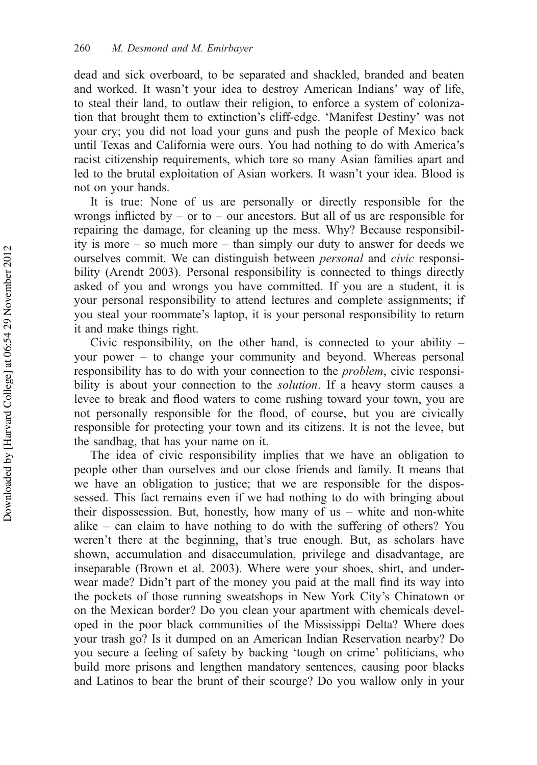dead and sick overboard, to be separated and shackled, branded and beaten and worked. It wasn't your idea to destroy American Indians' way of life, to steal their land, to outlaw their religion, to enforce a system of colonization that brought them to extinction's cliff-edge. 'Manifest Destiny' was not your cry; you did not load your guns and push the people of Mexico back until Texas and California were ours. You had nothing to do with America's racist citizenship requirements, which tore so many Asian families apart and led to the brutal exploitation of Asian workers. It wasn't your idea. Blood is not on your hands.

It is true: None of us are personally or directly responsible for the wrongs inflicted by – or to – our ancestors. But all of us are responsible for repairing the damage, for cleaning up the mess. Why? Because responsibility is more – so much more – than simply our duty to answer for deeds we ourselves commit. We can distinguish between *personal* and *civic* responsibility (Arendt 2003). Personal responsibility is connected to things directly asked of you and wrongs you have committed. If you are a student, it is your personal responsibility to attend lectures and complete assignments; if you steal your roommate's laptop, it is your personal responsibility to return it and make things right.

Civic responsibility, on the other hand, is connected to your ability – your power – to change your community and beyond. Whereas personal responsibility has to do with your connection to the *problem*, civic responsibility is about your connection to the *solution*. If a heavy storm causes a levee to break and flood waters to come rushing toward your town, you are not personally responsible for the flood, of course, but you are civically responsible for protecting your town and its citizens. It is not the levee, but the sandbag, that has your name on it.

The idea of civic responsibility implies that we have an obligation to people other than ourselves and our close friends and family. It means that we have an obligation to justice; that we are responsible for the dispossessed. This fact remains even if we had nothing to do with bringing about their dispossession. But, honestly, how many of us – white and non-white alike – can claim to have nothing to do with the suffering of others? You weren't there at the beginning, that's true enough. But, as scholars have shown, accumulation and disaccumulation, privilege and disadvantage, are inseparable (Brown et al. 2003). Where were your shoes, shirt, and underwear made? Didn't part of the money you paid at the mall find its way into the pockets of those running sweatshops in New York City's Chinatown or on the Mexican border? Do you clean your apartment with chemicals developed in the poor black communities of the Mississippi Delta? Where does your trash go? Is it dumped on an American Indian Reservation nearby? Do you secure a feeling of safety by backing 'tough on crime' politicians, who build more prisons and lengthen mandatory sentences, causing poor blacks and Latinos to bear the brunt of their scourge? Do you wallow only in your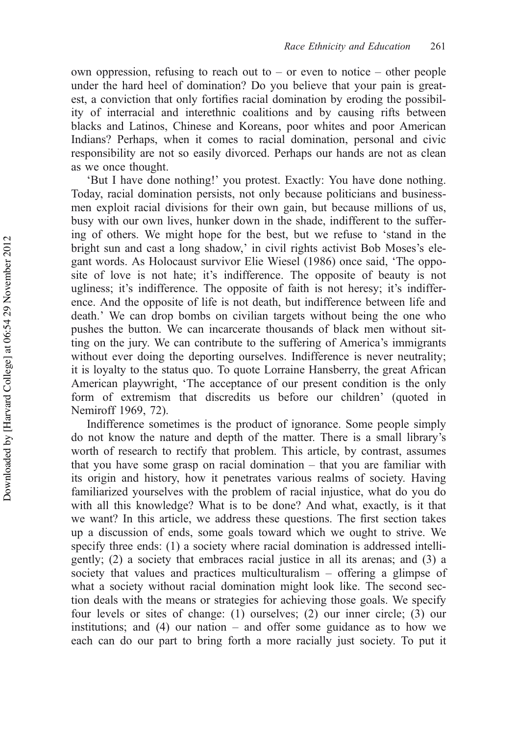own oppression, refusing to reach out to – or even to notice – other people under the hard heel of domination? Do you believe that your pain is greatest, a conviction that only fortifies racial domination by eroding the possibility of interracial and interethnic coalitions and by causing rifts between blacks and Latinos, Chinese and Koreans, poor whites and poor American Indians? Perhaps, when it comes to racial domination, personal and civic responsibility are not so easily divorced. Perhaps our hands are not as clean as we once thought.

'But I have done nothing!' you protest. Exactly: You have done nothing. Today, racial domination persists, not only because politicians and businessmen exploit racial divisions for their own gain, but because millions of us, busy with our own lives, hunker down in the shade, indifferent to the suffering of others. We might hope for the best, but we refuse to 'stand in the bright sun and cast a long shadow,' in civil rights activist Bob Moses's elegant words. As Holocaust survivor Elie Wiesel (1986) once said, 'The opposite of love is not hate; it's indifference. The opposite of beauty is not ugliness; it's indifference. The opposite of faith is not heresy; it's indifference. And the opposite of life is not death, but indifference between life and death.' We can drop bombs on civilian targets without being the one who pushes the button. We can incarcerate thousands of black men without sitting on the jury. We can contribute to the suffering of America's immigrants without ever doing the deporting ourselves. Indifference is never neutrality; it is loyalty to the status quo. To quote Lorraine Hansberry, the great African American playwright, 'The acceptance of our present condition is the only form of extremism that discredits us before our children' (quoted in Nemiroff 1969, 72).

Indifference sometimes is the product of ignorance. Some people simply do not know the nature and depth of the matter. There is a small library's worth of research to rectify that problem. This article, by contrast, assumes that you have some grasp on racial domination – that you are familiar with its origin and history, how it penetrates various realms of society. Having familiarized yourselves with the problem of racial injustice, what do you do with all this knowledge? What is to be done? And what, exactly, is it that we want? In this article, we address these questions. The first section takes up a discussion of ends, some goals toward which we ought to strive. We specify three ends: (1) a society where racial domination is addressed intelligently; (2) a society that embraces racial justice in all its arenas; and (3) a society that values and practices multiculturalism – offering a glimpse of what a society without racial domination might look like. The second section deals with the means or strategies for achieving those goals. We specify four levels or sites of change: (1) ourselves; (2) our inner circle; (3) our institutions; and (4) our nation – and offer some guidance as to how we each can do our part to bring forth a more racially just society. To put it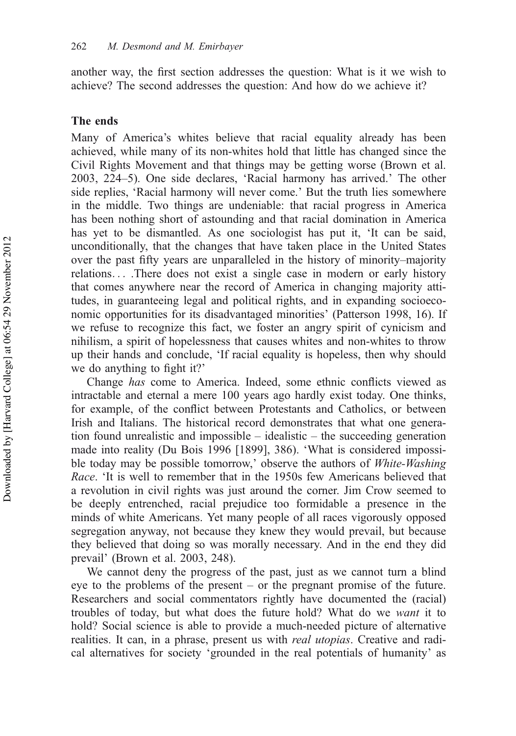another way, the first section addresses the question: What is it we wish to achieve? The second addresses the question: And how do we achieve it?

## The ends

Many of America's whites believe that racial equality already has been achieved, while many of its non-whites hold that little has changed since the Civil Rights Movement and that things may be getting worse (Brown et al. 2003, 224–5). One side declares, 'Racial harmony has arrived.' The other side replies, 'Racial harmony will never come.' But the truth lies somewhere in the middle. Two things are undeniable: that racial progress in America has been nothing short of astounding and that racial domination in America has yet to be dismantled. As one sociologist has put it, 'It can be said, unconditionally, that the changes that have taken place in the United States over the past fifty years are unparalleled in the history of minority–majority relations... .There does not exist a single case in modern or early history that comes anywhere near the record of America in changing majority attitudes, in guaranteeing legal and political rights, and in expanding socioeconomic opportunities for its disadvantaged minorities' (Patterson 1998, 16). If we refuse to recognize this fact, we foster an angry spirit of cynicism and nihilism, a spirit of hopelessness that causes whites and non-whites to throw up their hands and conclude, 'If racial equality is hopeless, then why should we do anything to fight it?'

Change *has* come to America. Indeed, some ethnic conflicts viewed as intractable and eternal a mere 100 years ago hardly exist today. One thinks, for example, of the conflict between Protestants and Catholics, or between Irish and Italians. The historical record demonstrates that what one generation found unrealistic and impossible – idealistic – the succeeding generation made into reality (Du Bois 1996 [1899], 386). 'What is considered impossible today may be possible tomorrow,' observe the authors of *White-Washing Race*. 'It is well to remember that in the 1950s few Americans believed that a revolution in civil rights was just around the corner. Jim Crow seemed to be deeply entrenched, racial prejudice too formidable a presence in the minds of white Americans. Yet many people of all races vigorously opposed segregation anyway, not because they knew they would prevail, but because they believed that doing so was morally necessary. And in the end they did prevail' (Brown et al. 2003, 248).

We cannot deny the progress of the past, just as we cannot turn a blind eye to the problems of the present – or the pregnant promise of the future. Researchers and social commentators rightly have documented the (racial) troubles of today, but what does the future hold? What do we *want* it to hold? Social science is able to provide a much-needed picture of alternative realities. It can, in a phrase, present us with *real utopias*. Creative and radical alternatives for society 'grounded in the real potentials of humanity' as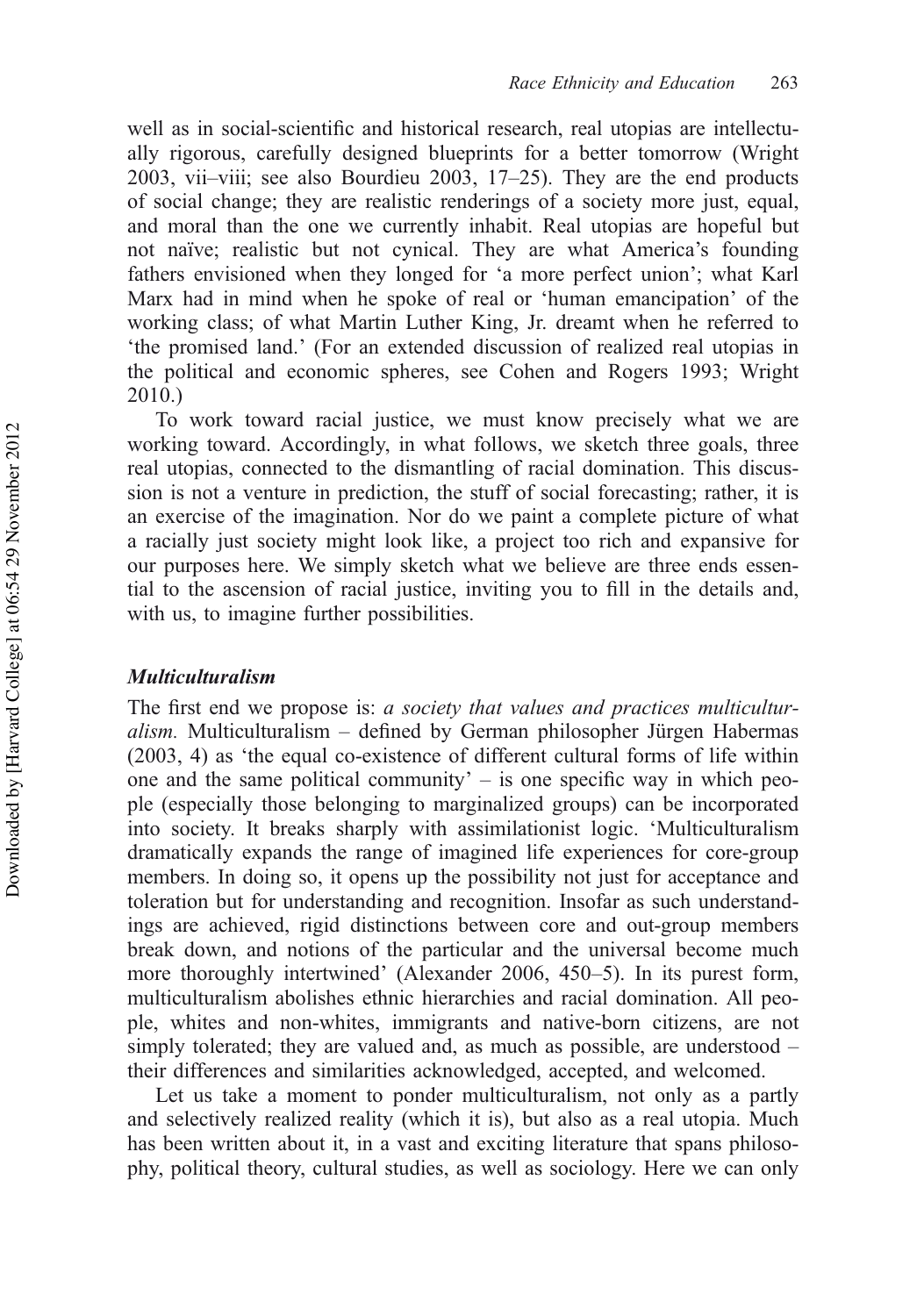well as in social-scientific and historical research, real utopias are intellectually rigorous, carefully designed blueprints for a better tomorrow (Wright 2003, vii–viii; see also Bourdieu 2003, 17–25). They are the end products of social change; they are realistic renderings of a society more just, equal, and moral than the one we currently inhabit. Real utopias are hopeful but not naïve; realistic but not cynical. They are what America's founding fathers envisioned when they longed for 'a more perfect union'; what Karl Marx had in mind when he spoke of real or 'human emancipation' of the working class; of what Martin Luther King, Jr. dreamt when he referred to 'the promised land.' (For an extended discussion of realized real utopias in the political and economic spheres, see Cohen and Rogers 1993; Wright 2010.)

To work toward racial justice, we must know precisely what we are working toward. Accordingly, in what follows, we sketch three goals, three real utopias, connected to the dismantling of racial domination. This discussion is not a venture in prediction, the stuff of social forecasting; rather, it is an exercise of the imagination. Nor do we paint a complete picture of what a racially just society might look like, a project too rich and expansive for our purposes here. We simply sketch what we believe are three ends essential to the ascension of racial justice, inviting you to fill in the details and, with us, to imagine further possibilities.

### *Multiculturalism*

The first end we propose is: *a society that values and practices multiculturalism.* Multiculturalism – defined by German philosopher Jürgen Habermas (2003, 4) as 'the equal co-existence of different cultural forms of life within one and the same political community' – is one specific way in which people (especially those belonging to marginalized groups) can be incorporated into society. It breaks sharply with assimilationist logic. 'Multiculturalism dramatically expands the range of imagined life experiences for core-group members. In doing so, it opens up the possibility not just for acceptance and toleration but for understanding and recognition. Insofar as such understandings are achieved, rigid distinctions between core and out-group members break down, and notions of the particular and the universal become much more thoroughly intertwined' (Alexander 2006, 450–5). In its purest form, multiculturalism abolishes ethnic hierarchies and racial domination. All people, whites and non-whites, immigrants and native-born citizens, are not simply tolerated; they are valued and, as much as possible, are understood – their differences and similarities acknowledged, accepted, and welcomed.

Let us take a moment to ponder multiculturalism, not only as a partly and selectively realized reality (which it is), but also as a real utopia. Much has been written about it, in a vast and exciting literature that spans philosophy, political theory, cultural studies, as well as sociology. Here we can only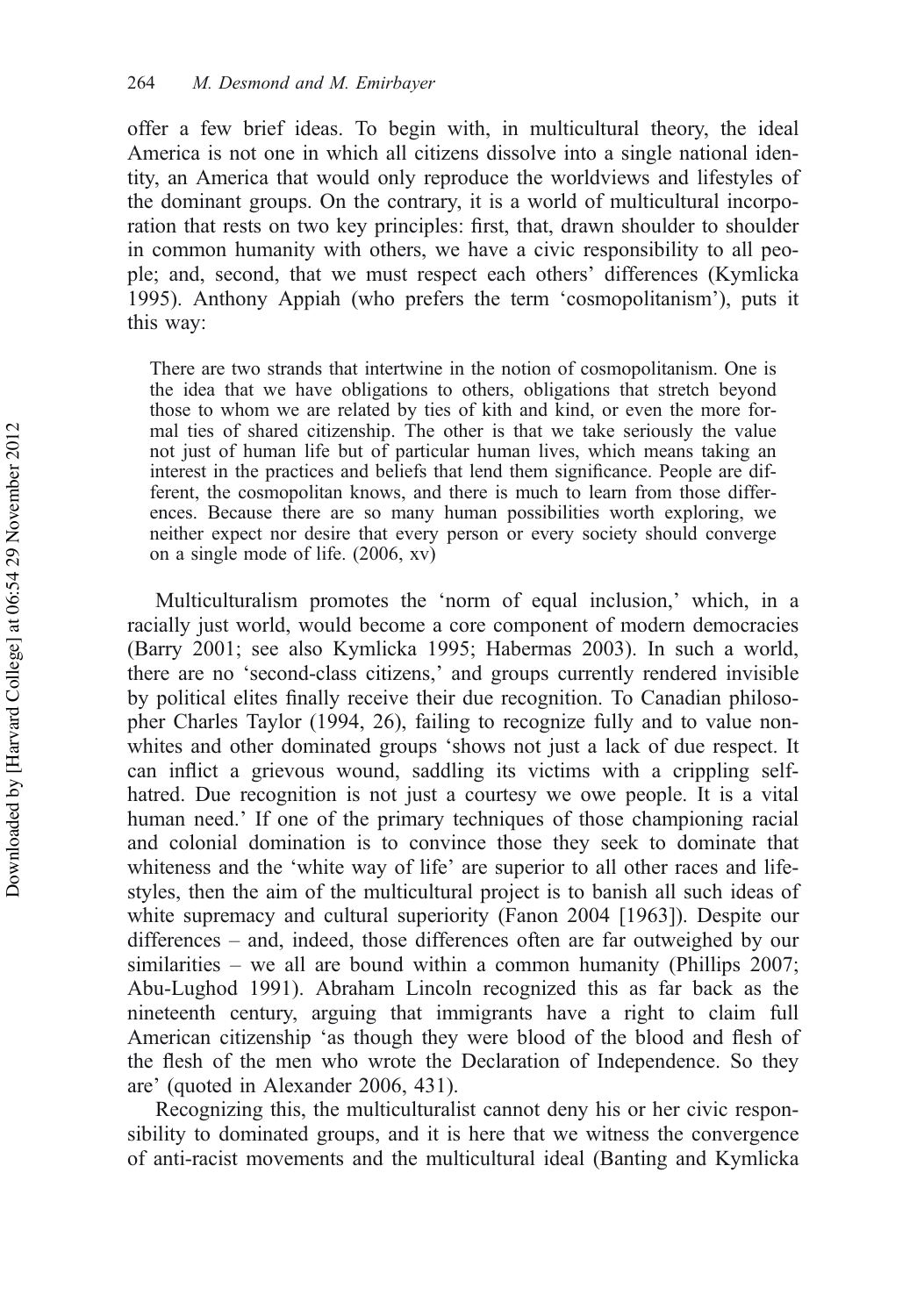offer a few brief ideas. To begin with, in multicultural theory, the ideal America is not one in which all citizens dissolve into a single national identity, an America that would only reproduce the worldviews and lifestyles of the dominant groups. On the contrary, it is a world of multicultural incorporation that rests on two key principles: first, that, drawn shoulder to shoulder in common humanity with others, we have a civic responsibility to all people; and, second, that we must respect each others' differences (Kymlicka 1995). Anthony Appiah (who prefers the term 'cosmopolitanism'), puts it this way:

> There are two strands that intertwine in the notion of cosmopolitanism. One is the idea that we have obligations to others, obligations that stretch beyond those to whom we are related by ties of kith and kind, or even the more formal ties of shared citizenship. The other is that we take seriously the value not just of human life but of particular human lives, which means taking an interest in the practices and beliefs that lend them significance. People are different, the cosmopolitan knows, and there is much to learn from those differences. Because there are so many human possibilities worth exploring, we neither expect nor desire that every person or every society should converge on a single mode of life. (2006, xv)

Multiculturalism promotes the 'norm of equal inclusion,' which, in a racially just world, would become a core component of modern democracies (Barry 2001; see also Kymlicka 1995; Habermas 2003). In such a world, there are no 'second-class citizens,' and groups currently rendered invisible by political elites finally receive their due recognition. To Canadian philosopher Charles Taylor (1994, 26), failing to recognize fully and to value nonwhites and other dominated groups 'shows not just a lack of due respect. It can inflict a grievous wound, saddling its victims with a crippling self-hatred. Due recognition is not just a courtesy we owe people. It is a vital human need.' If one of the primary techniques of those championing racial and colonial domination is to convince those they seek to dominate that whiteness and the 'white way of life' are superior to all other races and lifestyles, then the aim of the multicultural project is to banish all such ideas of white supremacy and cultural superiority (Fanon 2004 [1963]). Despite our differences – and, indeed, those differences often are far outweighed by our similarities – we all are bound within a common humanity (Phillips 2007; Abu-Lughod 1991). Abraham Lincoln recognized this as far back as the nineteenth century, arguing that immigrants have a right to claim full American citizenship 'as though they were blood of the blood and flesh of the flesh of the men who wrote the Declaration of Independence. So they are' (quoted in Alexander 2006, 431).

Recognizing this, the multiculturalist cannot deny his or her civic responsibility to dominated groups, and it is here that we witness the convergence of anti-racist movements and the multicultural ideal (Banting and Kymlicka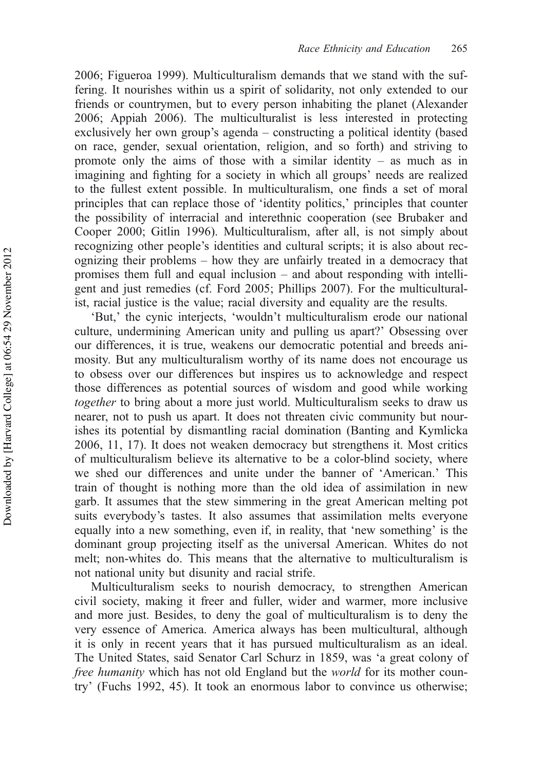2006; Figueroa 1999). Multiculturalism demands that we stand with the suffering. It nourishes within us a spirit of solidarity, not only extended to our friends or countrymen, but to every person inhabiting the planet (Alexander 2006; Appiah 2006). The multiculturalist is less interested in protecting exclusively her own group's agenda – constructing a political identity (based on race, gender, sexual orientation, religion, and so forth) and striving to promote only the aims of those with a similar identity – as much as in imagining and fighting for a society in which all groups' needs are realized to the fullest extent possible. In multiculturalism, one finds a set of moral principles that can replace those of 'identity politics,' principles that counter the possibility of interracial and interethnic cooperation (see Brubaker and Cooper 2000; Gitlin 1996). Multiculturalism, after all, is not simply about recognizing other people's identities and cultural scripts; it is also about recognizing their problems – how they are unfairly treated in a democracy that promises them full and equal inclusion – and about responding with intelligent and just remedies (cf. Ford 2005; Phillips 2007). For the multiculturalist, racial justice is the value; racial diversity and equality are the results.

'But,' the cynic interjects, 'wouldn't multiculturalism erode our national culture, undermining American unity and pulling us apart?' Obsessing over our differences, it is true, weakens our democratic potential and breeds animosity. But any multiculturalism worthy of its name does not encourage us to obsess over our differences but inspires us to acknowledge and respect those differences as potential sources of wisdom and good while working *together* to bring about a more just world. Multiculturalism seeks to draw us nearer, not to push us apart. It does not threaten civic community but nourishes its potential by dismantling racial domination (Banting and Kymlicka 2006, 11, 17). It does not weaken democracy but strengthens it. Most critics of multiculturalism believe its alternative to be a color-blind society, where we shed our differences and unite under the banner of 'American.' This train of thought is nothing more than the old idea of assimilation in new garb. It assumes that the stew simmering in the great American melting pot suits everybody's tastes. It also assumes that assimilation melts everyone equally into a new something, even if, in reality, that 'new something' is the dominant group projecting itself as the universal American. Whites do not melt; non-whites do. This means that the alternative to multiculturalism is not national unity but disunity and racial strife.

Multiculturalism seeks to nourish democracy, to strengthen American civil society, making it freer and fuller, wider and warmer, more inclusive and more just. Besides, to deny the goal of multiculturalism is to deny the very essence of America. America always has been multicultural, although it is only in recent years that it has pursued multiculturalism as an ideal. The United States, said Senator Carl Schurz in 1859, was 'a great colony of *free humanity* which has not old England but the *world* for its mother country' (Fuchs 1992, 45). It took an enormous labor to convince us otherwise;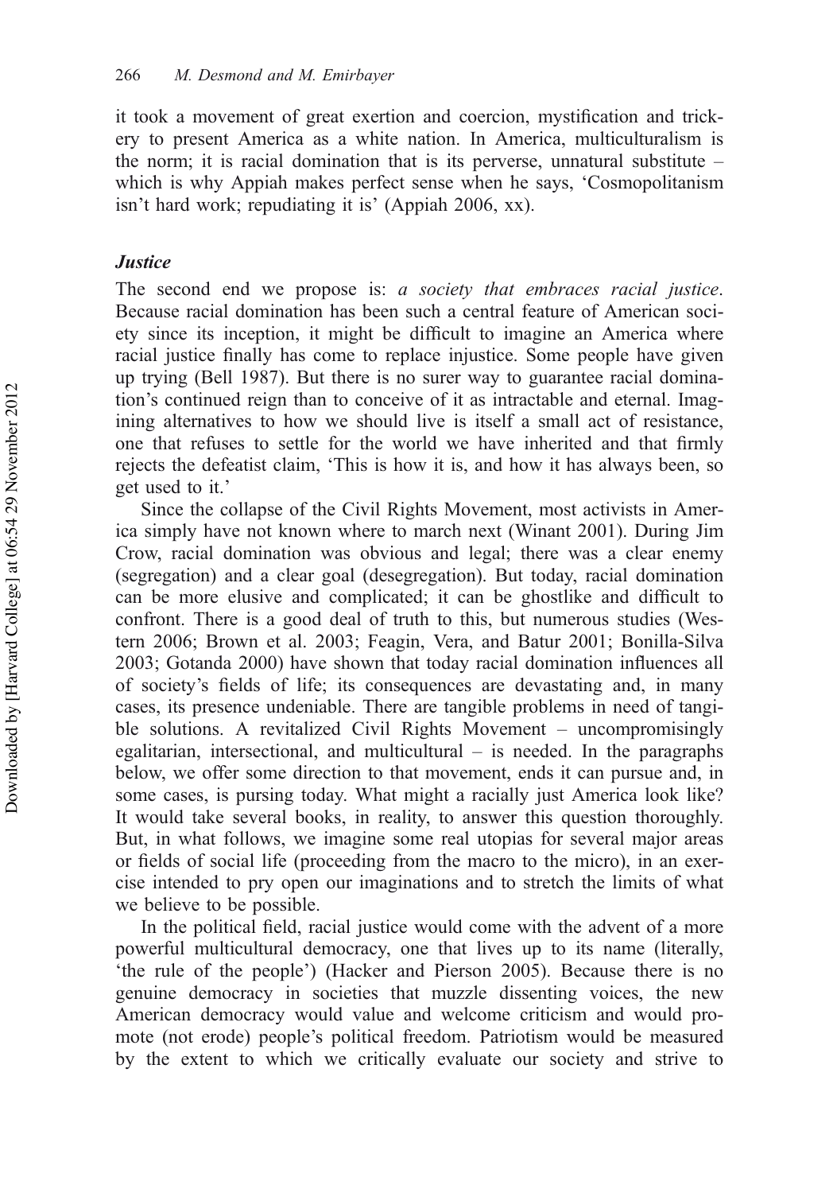it took a movement of great exertion and coercion, mystification and trickery to present America as a white nation. In America, multiculturalism is the norm; it is racial domination that is its perverse, unnatural substitute – which is why Appiah makes perfect sense when he says, 'Cosmopolitanism isn't hard work; repudiating it is' (Appiah 2006, xx).

### *Justice*

The second end we propose is: *a society that embraces racial justice*. Because racial domination has been such a central feature of American society since its inception, it might be difficult to imagine an America where racial justice finally has come to replace injustice. Some people have given up trying (Bell 1987). But there is no surer way to guarantee racial domination's continued reign than to conceive of it as intractable and eternal. Imagining alternatives to how we should live is itself a small act of resistance, one that refuses to settle for the world we have inherited and that firmly rejects the defeatist claim, 'This is how it is, and how it has always been, so get used to it.'

Since the collapse of the Civil Rights Movement, most activists in America simply have not known where to march next (Winant 2001). During Jim Crow, racial domination was obvious and legal; there was a clear enemy (segregation) and a clear goal (desegregation). But today, racial domination can be more elusive and complicated; it can be ghostlike and difficult to confront. There is a good deal of truth to this, but numerous studies (Western 2006; Brown et al. 2003; Feagin, Vera, and Batur 2001; Bonilla-Silva 2003; Gotanda 2000) have shown that today racial domination influences all of society's fields of life; its consequences are devastating and, in many cases, its presence undeniable. There are tangible problems in need of tangible solutions. A revitalized Civil Rights Movement – uncompromisingly egalitarian, intersectional, and multicultural – is needed. In the paragraphs below, we offer some direction to that movement, ends it can pursue and, in some cases, is pursing today. What might a racially just America look like? It would take several books, in reality, to answer this question thoroughly. But, in what follows, we imagine some real utopias for several major areas or fields of social life (proceeding from the macro to the micro), in an exercise intended to pry open our imaginations and to stretch the limits of what we believe to be possible.

In the political field, racial justice would come with the advent of a more powerful multicultural democracy, one that lives up to its name (literally, 'the rule of the people') (Hacker and Pierson 2005). Because there is no genuine democracy in societies that muzzle dissenting voices, the new American democracy would value and welcome criticism and would promote (not erode) people's political freedom. Patriotism would be measured by the extent to which we critically evaluate our society and strive to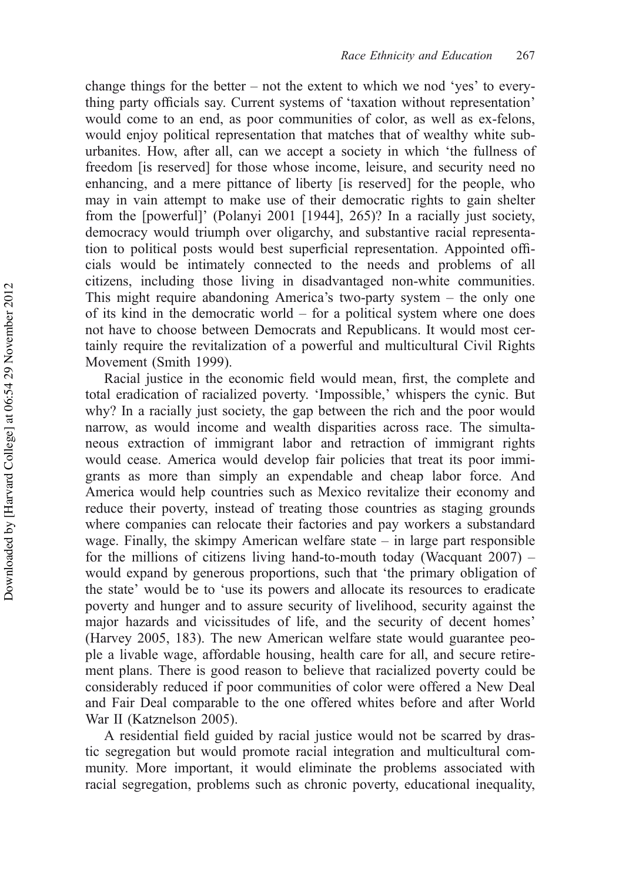change things for the better – not the extent to which we nod 'yes' to everything party officials say. Current systems of 'taxation without representation' would come to an end, as poor communities of color, as well as ex-felons, would enjoy political representation that matches that of wealthy white suburbanites. How, after all, can we accept a society in which 'the fullness of freedom [is reserved] for those whose income, leisure, and security need no enhancing, and a mere pittance of liberty [is reserved] for the people, who may in vain attempt to make use of their democratic rights to gain shelter from the [powerful]' (Polanyi 2001 [1944], 265)? In a racially just society, democracy would triumph over oligarchy, and substantive racial representation to political posts would best superficial representation. Appointed officials would be intimately connected to the needs and problems of all citizens, including those living in disadvantaged non-white communities. This might require abandoning America's two-party system – the only one of its kind in the democratic world – for a political system where one does not have to choose between Democrats and Republicans. It would most certainly require the revitalization of a powerful and multicultural Civil Rights Movement (Smith 1999).

Racial justice in the economic field would mean, first, the complete and total eradication of racialized poverty. 'Impossible,' whispers the cynic. But why? In a racially just society, the gap between the rich and the poor would narrow, as would income and wealth disparities across race. The simultaneous extraction of immigrant labor and retraction of immigrant rights would cease. America would develop fair policies that treat its poor immigrants as more than simply an expendable and cheap labor force. And America would help countries such as Mexico revitalize their economy and reduce their poverty, instead of treating those countries as staging grounds where companies can relocate their factories and pay workers a substandard wage. Finally, the skimpy American welfare state – in large part responsible for the millions of citizens living hand-to-mouth today (Wacquant 2007) – would expand by generous proportions, such that 'the primary obligation of the state' would be to 'use its powers and allocate its resources to eradicate poverty and hunger and to assure security of livelihood, security against the major hazards and vicissitudes of life, and the security of decent homes' (Harvey 2005, 183). The new American welfare state would guarantee people a livable wage, affordable housing, health care for all, and secure retirement plans. There is good reason to believe that racialized poverty could be considerably reduced if poor communities of color were offered a New Deal and Fair Deal comparable to the one offered whites before and after World War II (Katznelson 2005).

A residential field guided by racial justice would not be scarred by drastic segregation but would promote racial integration and multicultural community. More important, it would eliminate the problems associated with racial segregation, problems such as chronic poverty, educational inequality,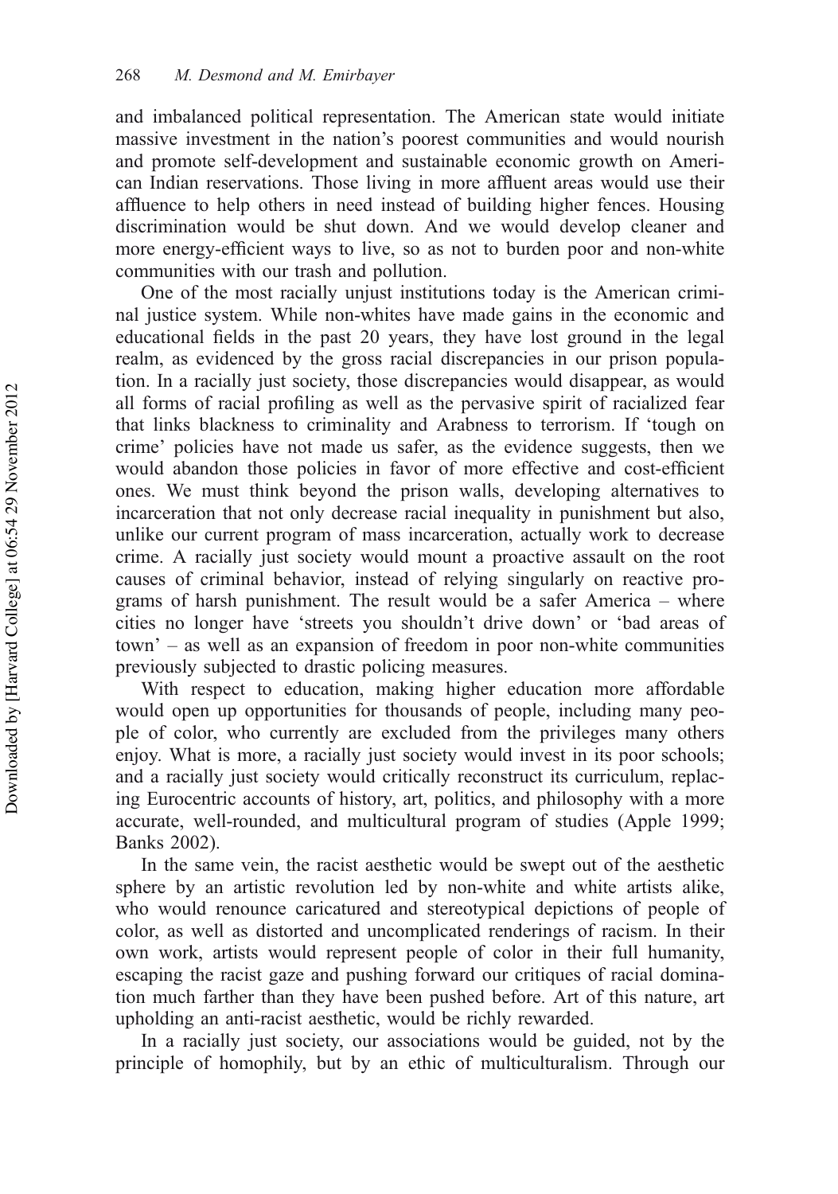and imbalanced political representation. The American state would initiate massive investment in the nation's poorest communities and would nourish and promote self-development and sustainable economic growth on American Indian reservations. Those living in more affluent areas would use their affluence to help others in need instead of building higher fences. Housing discrimination would be shut down. And we would develop cleaner and more energy-efficient ways to live, so as not to burden poor and non-white communities with our trash and pollution.

One of the most racially unjust institutions today is the American criminal justice system. While non-whites have made gains in the economic and educational fields in the past 20 years, they have lost ground in the legal realm, as evidenced by the gross racial discrepancies in our prison population. In a racially just society, those discrepancies would disappear, as would all forms of racial profiling as well as the pervasive spirit of racialized fear that links blackness to criminality and Arabness to terrorism. If 'tough on crime' policies have not made us safer, as the evidence suggests, then we would abandon those policies in favor of more effective and cost-efficient ones. We must think beyond the prison walls, developing alternatives to incarceration that not only decrease racial inequality in punishment but also, unlike our current program of mass incarceration, actually work to decrease crime. A racially just society would mount a proactive assault on the root causes of criminal behavior, instead of relying singularly on reactive programs of harsh punishment. The result would be a safer America – where cities no longer have 'streets you shouldn't drive down' or 'bad areas of town' – as well as an expansion of freedom in poor non-white communities previously subjected to drastic policing measures.

With respect to education, making higher education more affordable would open up opportunities for thousands of people, including many people of color, who currently are excluded from the privileges many others enjoy. What is more, a racially just society would invest in its poor schools; and a racially just society would critically reconstruct its curriculum, replacing Eurocentric accounts of history, art, politics, and philosophy with a more accurate, well-rounded, and multicultural program of studies (Apple 1999; Banks 2002).

In the same vein, the racist aesthetic would be swept out of the aesthetic sphere by an artistic revolution led by non-white and white artists alike, who would renounce caricatured and stereotypical depictions of people of color, as well as distorted and uncomplicated renderings of racism. In their own work, artists would represent people of color in their full humanity, escaping the racist gaze and pushing forward our critiques of racial domination much farther than they have been pushed before. Art of this nature, art upholding an anti-racist aesthetic, would be richly rewarded.

In a racially just society, our associations would be guided, not by the principle of homophily, but by an ethic of multiculturalism. Through our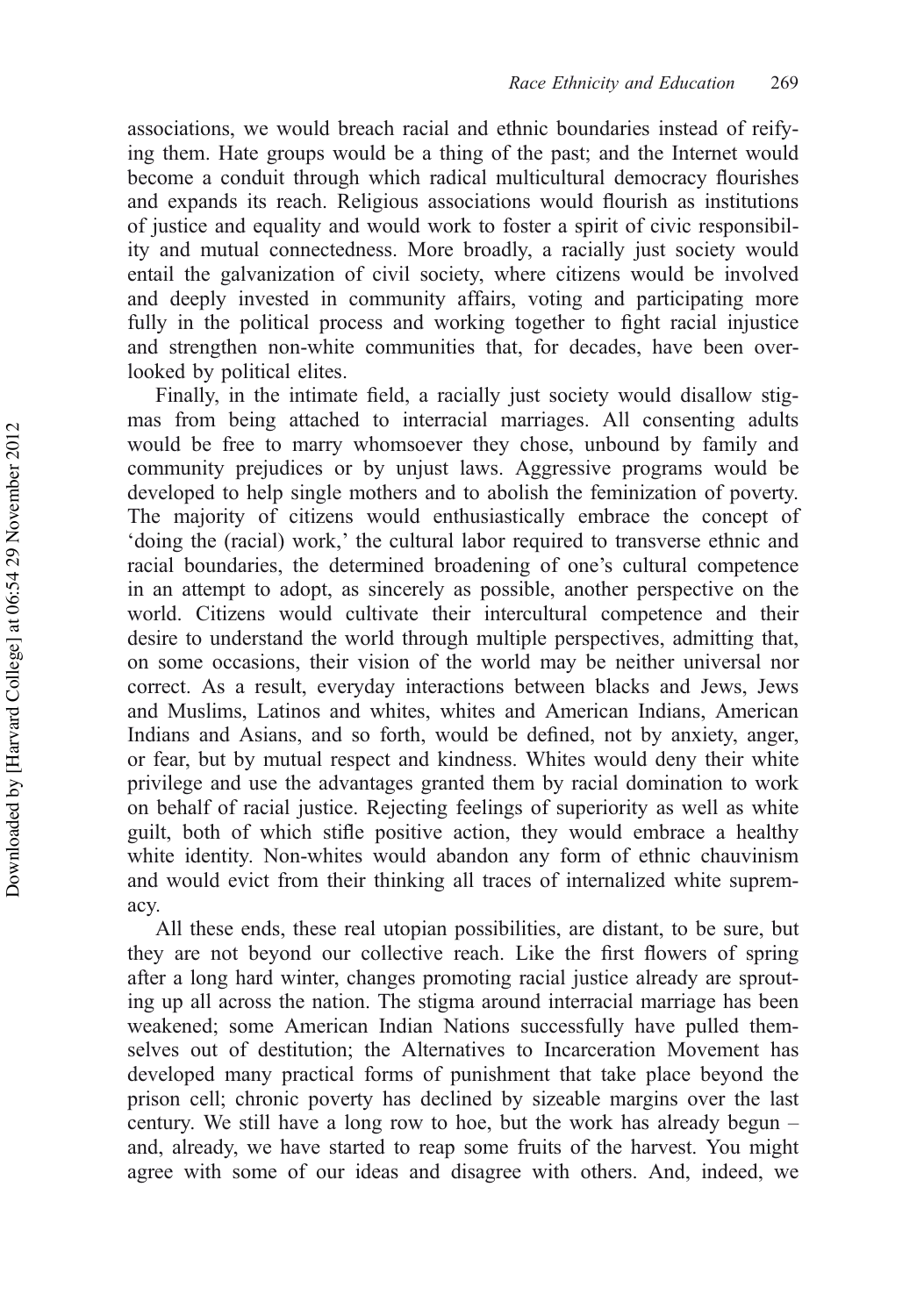associations, we would breach racial and ethnic boundaries instead of reifying them. Hate groups would be a thing of the past; and the Internet would become a conduit through which radical multicultural democracy flourishes and expands its reach. Religious associations would flourish as institutions of justice and equality and would work to foster a spirit of civic responsibility and mutual connectedness. More broadly, a racially just society would entail the galvanization of civil society, where citizens would be involved and deeply invested in community affairs, voting and participating more fully in the political process and working together to fight racial injustice and strengthen non-white communities that, for decades, have been overlooked by political elites.

Finally, in the intimate field, a racially just society would disallow stigmas from being attached to interracial marriages. All consenting adults would be free to marry whomsoever they chose, unbound by family and community prejudices or by unjust laws. Aggressive programs would be developed to help single mothers and to abolish the feminization of poverty. The majority of citizens would enthusiastically embrace the concept of 'doing the (racial) work,' the cultural labor required to transverse ethnic and racial boundaries, the determined broadening of one's cultural competence in an attempt to adopt, as sincerely as possible, another perspective on the world. Citizens would cultivate their intercultural competence and their desire to understand the world through multiple perspectives, admitting that, on some occasions, their vision of the world may be neither universal nor correct. As a result, everyday interactions between blacks and Jews, Jews and Muslims, Latinos and whites, whites and American Indians, American Indians and Asians, and so forth, would be defined, not by anxiety, anger, or fear, but by mutual respect and kindness. Whites would deny their white privilege and use the advantages granted them by racial domination to work on behalf of racial justice. Rejecting feelings of superiority as well as white guilt, both of which stifle positive action, they would embrace a healthy white identity. Non-whites would abandon any form of ethnic chauvinism and would evict from their thinking all traces of internalized white supremacy.

All these ends, these real utopian possibilities, are distant, to be sure, but they are not beyond our collective reach. Like the first flowers of spring after a long hard winter, changes promoting racial justice already are sprouting up all across the nation. The stigma around interracial marriage has been weakened; some American Indian Nations successfully have pulled themselves out of destitution; the Alternatives to Incarceration Movement has developed many practical forms of punishment that take place beyond the prison cell; chronic poverty has declined by sizeable margins over the last century. We still have a long row to hoe, but the work has already begun – and, already, we have started to reap some fruits of the harvest. You might agree with some of our ideas and disagree with others. And, indeed, we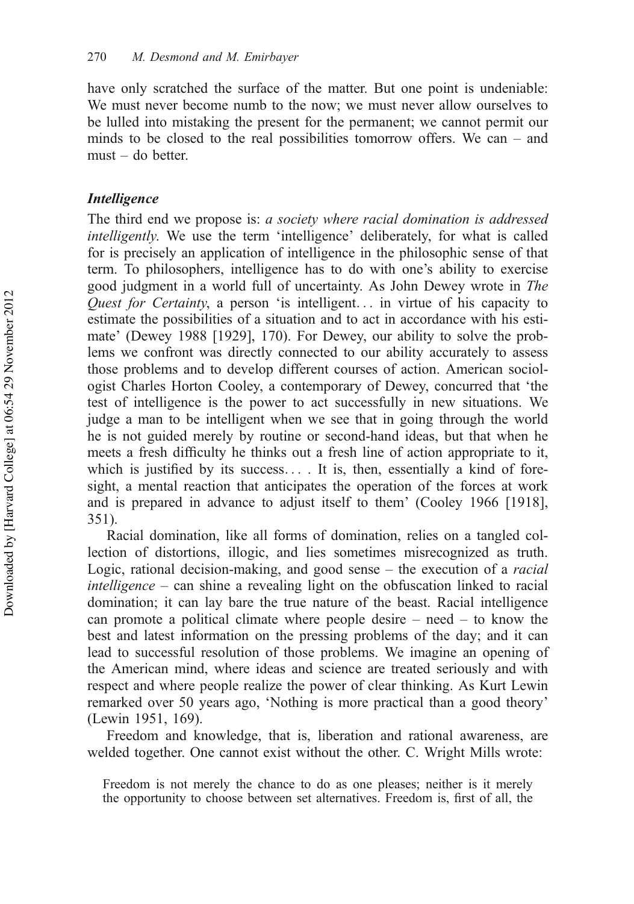have only scratched the surface of the matter. But one point is undeniable: We must never become numb to the now; we must never allow ourselves to be lulled into mistaking the present for the permanent; we cannot permit our minds to be closed to the real possibilities tomorrow offers. We can – and must – do better.

### *Intelligence*

The third end we propose is: *a society where racial domination is addressed intelligently*. We use the term 'intelligence' deliberately, for what is called for is precisely an application of intelligence in the philosophic sense of that term. To philosophers, intelligence has to do with one's ability to exercise good judgment in a world full of uncertainty. As John Dewey wrote in *The Quest for Certainty*, a person 'is intelligent... in virtue of his capacity to estimate the possibilities of a situation and to act in accordance with his estimate' (Dewey 1988 [1929], 170). For Dewey, our ability to solve the problems we confront was directly connected to our ability accurately to assess those problems and to develop different courses of action. American sociologist Charles Horton Cooley, a contemporary of Dewey, concurred that 'the test of intelligence is the power to act successfully in new situations. We judge a man to be intelligent when we see that in going through the world he is not guided merely by routine or second-hand ideas, but that when he meets a fresh difficulty he thinks out a fresh line of action appropriate to it, which is justified by its success... . It is, then, essentially a kind of foresight, a mental reaction that anticipates the operation of the forces at work and is prepared in advance to adjust itself to them' (Cooley 1966 [1918], 351).

Racial domination, like all forms of domination, relies on a tangled collection of distortions, illogic, and lies sometimes misrecognized as truth. Logic, rational decision-making, and good sense – the execution of a *racial intelligence* – can shine a revealing light on the obfuscation linked to racial domination; it can lay bare the true nature of the beast. Racial intelligence can promote a political climate where people desire – need – to know the best and latest information on the pressing problems of the day; and it can lead to successful resolution of those problems. We imagine an opening of the American mind, where ideas and science are treated seriously and with respect and where people realize the power of clear thinking. As Kurt Lewin remarked over 50 years ago, 'Nothing is more practical than a good theory' (Lewin 1951, 169).

Freedom and knowledge, that is, liberation and rational awareness, are welded together. One cannot exist without the other. C. Wright Mills wrote:

> Freedom is not merely the chance to do as one pleases; neither is it merely the opportunity to choose between set alternatives. Freedom is, first of all, the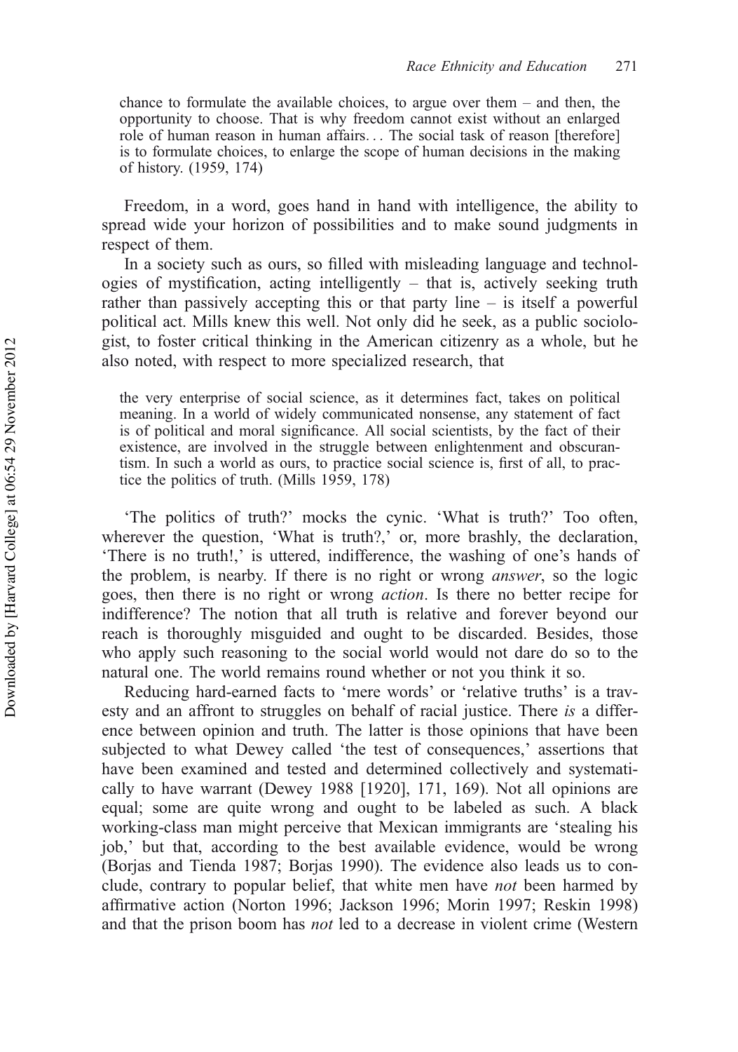> chance to formulate the available choices, to argue over them – and then, the opportunity to choose. That is why freedom cannot exist without an enlarged role of human reason in human affairs. . . The social task of reason [therefore] is to formulate choices, to enlarge the scope of human decisions in the making of history. (1959, 174)

Freedom, in a word, goes hand in hand with intelligence, the ability to spread wide your horizon of possibilities and to make sound judgments in respect of them.

In a society such as ours, so filled with misleading language and technologies of mystification, acting intelligently – that is, actively seeking truth rather than passively accepting this or that party line – is itself a powerful political act. Mills knew this well. Not only did he seek, as a public sociologist, to foster critical thinking in the American citizenry as a whole, but he also noted, with respect to more specialized research, that

> the very enterprise of social science, as it determines fact, takes on political meaning. In a world of widely communicated nonsense, any statement of fact is of political and moral significance. All social scientists, by the fact of their existence, are involved in the struggle between enlightenment and obscurantism. In such a world as ours, to practice social science is, first of all, to practice the politics of truth. (Mills 1959, 178)

'The politics of truth?' mocks the cynic. 'What is truth?' Too often, wherever the question, 'What is truth?,' or, more brashly, the declaration, 'There is no truth!,' is uttered, indifference, the washing of one's hands of the problem, is nearby. If there is no right or wrong *answer*, so the logic goes, then there is no right or wrong *action*. Is there no better recipe for indifference? The notion that all truth is relative and forever beyond our reach is thoroughly misguided and ought to be discarded. Besides, those who apply such reasoning to the social world would not dare do so to the natural one. The world remains round whether or not you think it so.

Reducing hard-earned facts to 'mere words' or 'relative truths' is a travesty and an affront to struggles on behalf of racial justice. There *is* a difference between opinion and truth. The latter is those opinions that have been subjected to what Dewey called 'the test of consequences,' assertions that have been examined and tested and determined collectively and systematically to have warrant (Dewey 1988 [1920], 171, 169). Not all opinions are equal; some are quite wrong and ought to be labeled as such. A black working-class man might perceive that Mexican immigrants are 'stealing his job,' but that, according to the best available evidence, would be wrong (Borjas and Tienda 1987; Borjas 1990). The evidence also leads us to conclude, contrary to popular belief, that white men have *not* been harmed by affirmative action (Norton 1996; Jackson 1996; Morin 1997; Reskin 1998) and that the prison boom has *not* led to a decrease in violent crime (Western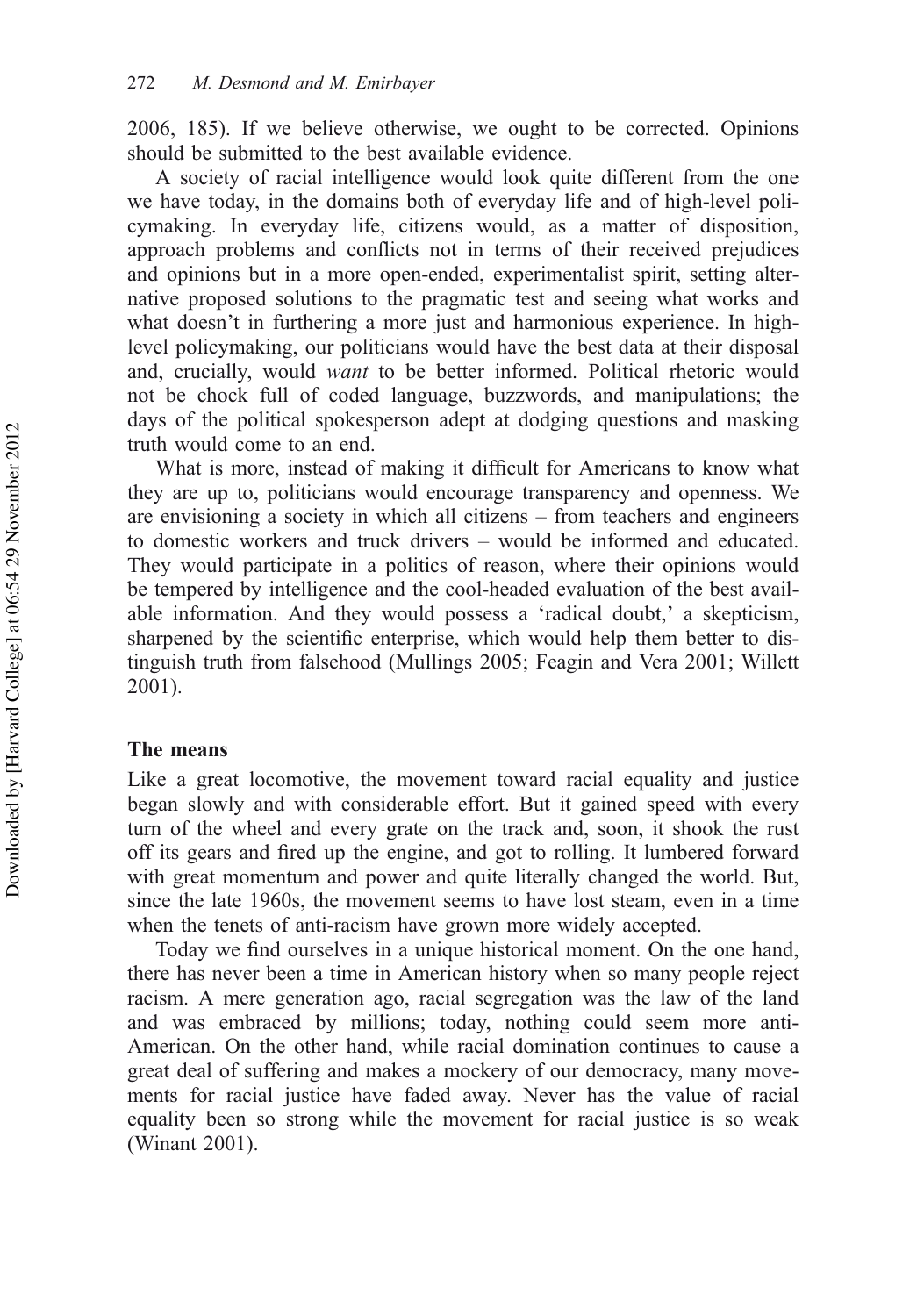2006, 185). If we believe otherwise, we ought to be corrected. Opinions should be submitted to the best available evidence.

A society of racial intelligence would look quite different from the one we have today, in the domains both of everyday life and of high-level policymaking. In everyday life, citizens would, as a matter of disposition, approach problems and conflicts not in terms of their received prejudices and opinions but in a more open-ended, experimentalist spirit, setting alternative proposed solutions to the pragmatic test and seeing what works and what doesn't in furthering a more just and harmonious experience. In high-level policymaking, our politicians would have the best data at their disposal and, crucially, would *want* to be better informed. Political rhetoric would not be chock full of coded language, buzzwords, and manipulations; the days of the political spokesperson adept at dodging questions and masking truth would come to an end.

What is more, instead of making it difficult for Americans to know what they are up to, politicians would encourage transparency and openness. We are envisioning a society in which all citizens – from teachers and engineers to domestic workers and truck drivers – would be informed and educated. They would participate in a politics of reason, where their opinions would be tempered by intelligence and the cool-headed evaluation of the best available information. And they would possess a 'radical doubt,' a skepticism, sharpened by the scientific enterprise, which would help them better to distinguish truth from falsehood (Mullings 2005; Feagin and Vera 2001; Willett 2001).

## The means

Like a great locomotive, the movement toward racial equality and justice began slowly and with considerable effort. But it gained speed with every turn of the wheel and every grate on the track and, soon, it shook the rust off its gears and fired up the engine, and got to rolling. It lumbered forward with great momentum and power and quite literally changed the world. But, since the late 1960s, the movement seems to have lost steam, even in a time when the tenets of anti-racism have grown more widely accepted.

Today we find ourselves in a unique historical moment. On the one hand, there has never been a time in American history when so many people reject racism. A mere generation ago, racial segregation was the law of the land and was embraced by millions; today, nothing could seem more anti-American. On the other hand, while racial domination continues to cause a great deal of suffering and makes a mockery of our democracy, many movements for racial justice have faded away. Never has the value of racial equality been so strong while the movement for racial justice is so weak (Winant 2001).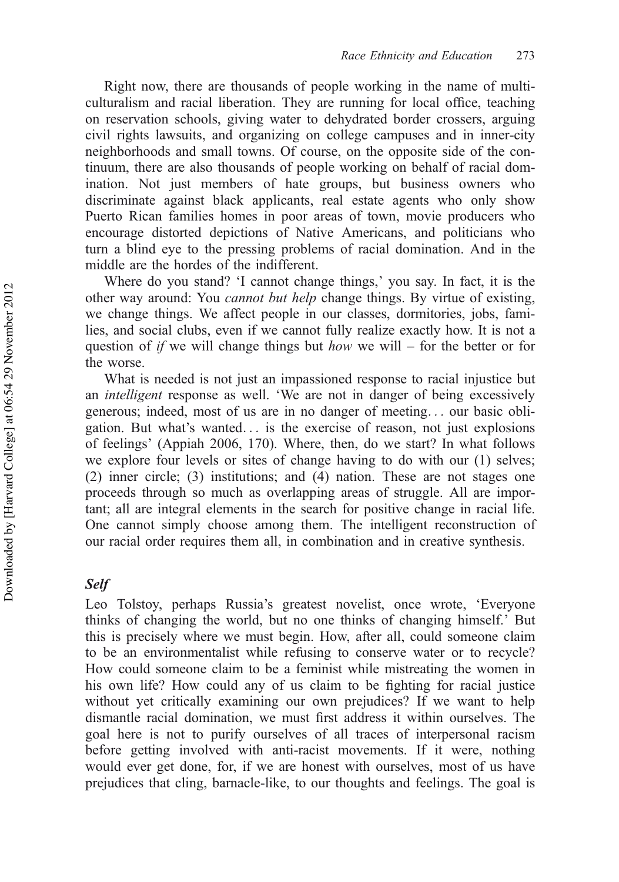Right now, there are thousands of people working in the name of multiculturalism and racial liberation. They are running for local office, teaching on reservation schools, giving water to dehydrated border crossers, arguing civil rights lawsuits, and organizing on college campuses and in inner-city neighborhoods and small towns. Of course, on the opposite side of the continuum, there are also thousands of people working on behalf of racial domination. Not just members of hate groups, but business owners who discriminate against black applicants, real estate agents who only show Puerto Rican families homes in poor areas of town, movie producers who encourage distorted depictions of Native Americans, and politicians who turn a blind eye to the pressing problems of racial domination. And in the middle are the hordes of the indifferent.

Where do you stand? 'I cannot change things,' you say. In fact, it is the other way around: You *cannot but help* change things. By virtue of existing, we change things. We affect people in our classes, dormitories, jobs, families, and social clubs, even if we cannot fully realize exactly how. It is not a question of *if* we will change things but *how* we will – for the better or for the worse.

What is needed is not just an impassioned response to racial injustice but an *intelligent* response as well. 'We are not in danger of being excessively generous; indeed, most of us are in no danger of meeting... our basic obligation. But what's wanted... is the exercise of reason, not just explosions of feelings' (Appiah 2006, 170). Where, then, do we start? In what follows we explore four levels or sites of change having to do with our (1) selves; (2) inner circle; (3) institutions; and (4) nation. These are not stages one proceeds through so much as overlapping areas of struggle. All are important; all are integral elements in the search for positive change in racial life. One cannot simply choose among them. The intelligent reconstruction of our racial order requires them all, in combination and in creative synthesis.

### *Self*

Leo Tolstoy, perhaps Russia's greatest novelist, once wrote, 'Everyone thinks of changing the world, but no one thinks of changing himself.' But this is precisely where we must begin. How, after all, could someone claim to be an environmentalist while refusing to conserve water or to recycle? How could someone claim to be a feminist while mistreating the women in his own life? How could any of us claim to be fighting for racial justice without yet critically examining our own prejudices? If we want to help dismantle racial domination, we must first address it within ourselves. The goal here is not to purify ourselves of all traces of interpersonal racism before getting involved with anti-racist movements. If it were, nothing would ever get done, for, if we are honest with ourselves, most of us have prejudices that cling, barnacle-like, to our thoughts and feelings. The goal is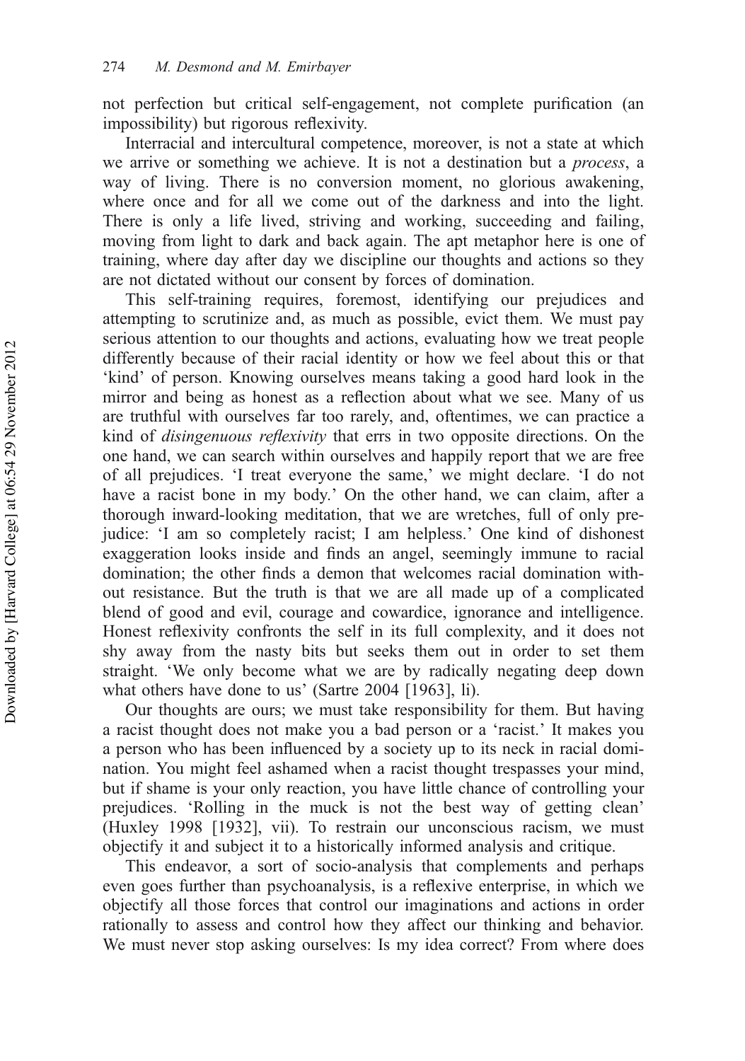not perfection but critical self-engagement, not complete purification (an impossibility) but rigorous reflexivity.

Interracial and intercultural competence, moreover, is not a state at which we arrive or something we achieve. It is not a destination but a *process*, a way of living. There is no conversion moment, no glorious awakening, where once and for all we come out of the darkness and into the light. There is only a life lived, striving and working, succeeding and failing, moving from light to dark and back again. The apt metaphor here is one of training, where day after day we discipline our thoughts and actions so they are not dictated without our consent by forces of domination.

This self-training requires, foremost, identifying our prejudices and attempting to scrutinize and, as much as possible, evict them. We must pay serious attention to our thoughts and actions, evaluating how we treat people differently because of their racial identity or how we feel about this or that 'kind' of person. Knowing ourselves means taking a good hard look in the mirror and being as honest as a reflection about what we see. Many of us are truthful with ourselves far too rarely, and, oftentimes, we can practice a kind of *disingenuous reflexivity* that errs in two opposite directions. On the one hand, we can search within ourselves and happily report that we are free of all prejudices. 'I treat everyone the same,' we might declare. 'I do not have a racist bone in my body.' On the other hand, we can claim, after a thorough inward-looking meditation, that we are wretches, full of only prejudice: 'I am so completely racist; I am helpless.' One kind of dishonest exaggeration looks inside and finds an angel, seemingly immune to racial domination; the other finds a demon that welcomes racial domination without resistance. But the truth is that we are all made up of a complicated blend of good and evil, courage and cowardice, ignorance and intelligence. Honest reflexivity confronts the self in its full complexity, and it does not shy away from the nasty bits but seeks them out in order to set them straight. 'We only become what we are by radically negating deep down what others have done to us' (Sartre 2004 [1963], li).

Our thoughts are ours; we must take responsibility for them. But having a racist thought does not make you a bad person or a 'racist.' It makes you a person who has been influenced by a society up to its neck in racial domination. You might feel ashamed when a racist thought trespasses your mind, but if shame is your only reaction, you have little chance of controlling your prejudices. 'Rolling in the muck is not the best way of getting clean' (Huxley 1998 [1932], vii). To restrain our unconscious racism, we must objectify it and subject it to a historically informed analysis and critique.

This endeavor, a sort of socio-analysis that complements and perhaps even goes further than psychoanalysis, is a reflexive enterprise, in which we objectify all those forces that control our imaginations and actions in order rationally to assess and control how they affect our thinking and behavior. We must never stop asking ourselves: Is my idea correct? From where does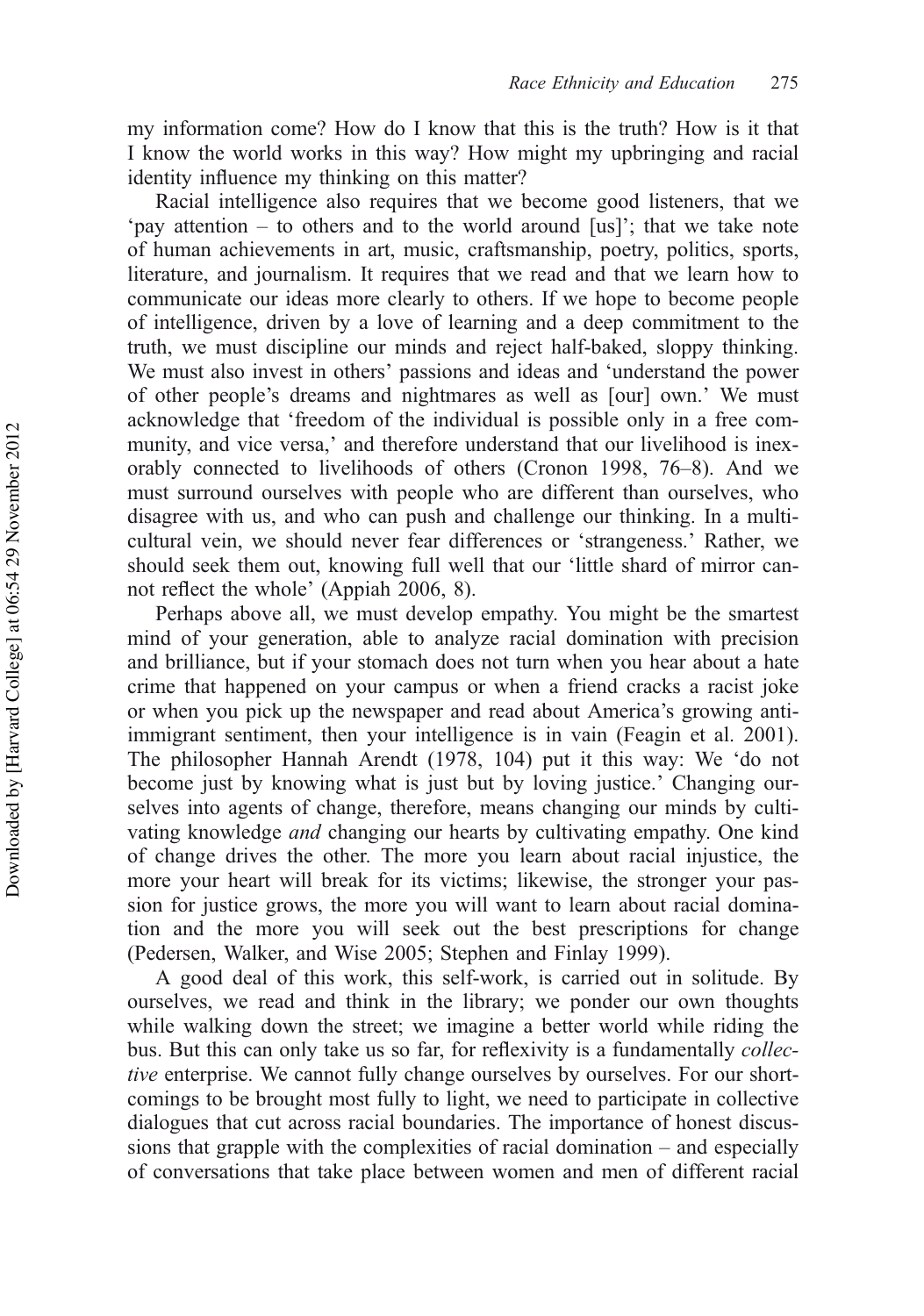my information come? How do I know that this is the truth? How is it that I know the world works in this way? How might my upbringing and racial identity influence my thinking on this matter?

Racial intelligence also requires that we become good listeners, that we 'pay attention – to others and to the world around [us]'; that we take note of human achievements in art, music, craftsmanship, poetry, politics, sports, literature, and journalism. It requires that we read and that we learn how to communicate our ideas more clearly to others. If we hope to become people of intelligence, driven by a love of learning and a deep commitment to the truth, we must discipline our minds and reject half-baked, sloppy thinking. We must also invest in others' passions and ideas and 'understand the power of other people's dreams and nightmares as well as [our] own.' We must acknowledge that 'freedom of the individual is possible only in a free community, and vice versa,' and therefore understand that our livelihood is inexorably connected to livelihoods of others (Cronon 1998, 76–8). And we must surround ourselves with people who are different than ourselves, who disagree with us, and who can push and challenge our thinking. In a multicultural vein, we should never fear differences or 'strangeness.' Rather, we should seek them out, knowing full well that our 'little shard of mirror cannot reflect the whole' (Appiah 2006, 8).

Perhaps above all, we must develop empathy. You might be the smartest mind of your generation, able to analyze racial domination with precision and brilliance, but if your stomach does not turn when you hear about a hate crime that happened on your campus or when a friend cracks a racist joke or when you pick up the newspaper and read about America's growing anti-immigrant sentiment, then your intelligence is in vain (Feagin et al. 2001). The philosopher Hannah Arendt (1978, 104) put it this way: We 'do not become just by knowing what is just but by loving justice.' Changing ourselves into agents of change, therefore, means changing our minds by cultivating knowledge *and* changing our hearts by cultivating empathy. One kind of change drives the other. The more you learn about racial injustice, the more your heart will break for its victims; likewise, the stronger your passion for justice grows, the more you will want to learn about racial domination and the more you will seek out the best prescriptions for change (Pedersen, Walker, and Wise 2005; Stephen and Finlay 1999).

A good deal of this work, this self-work, is carried out in solitude. By ourselves, we read and think in the library; we ponder our own thoughts while walking down the street; we imagine a better world while riding the bus. But this can only take us so far, for reflexivity is a fundamentally *collective* enterprise. We cannot fully change ourselves by ourselves. For our shortcomings to be brought most fully to light, we need to participate in collective dialogues that cut across racial boundaries. The importance of honest discussions that grapple with the complexities of racial domination – and especially of conversations that take place between women and men of different racial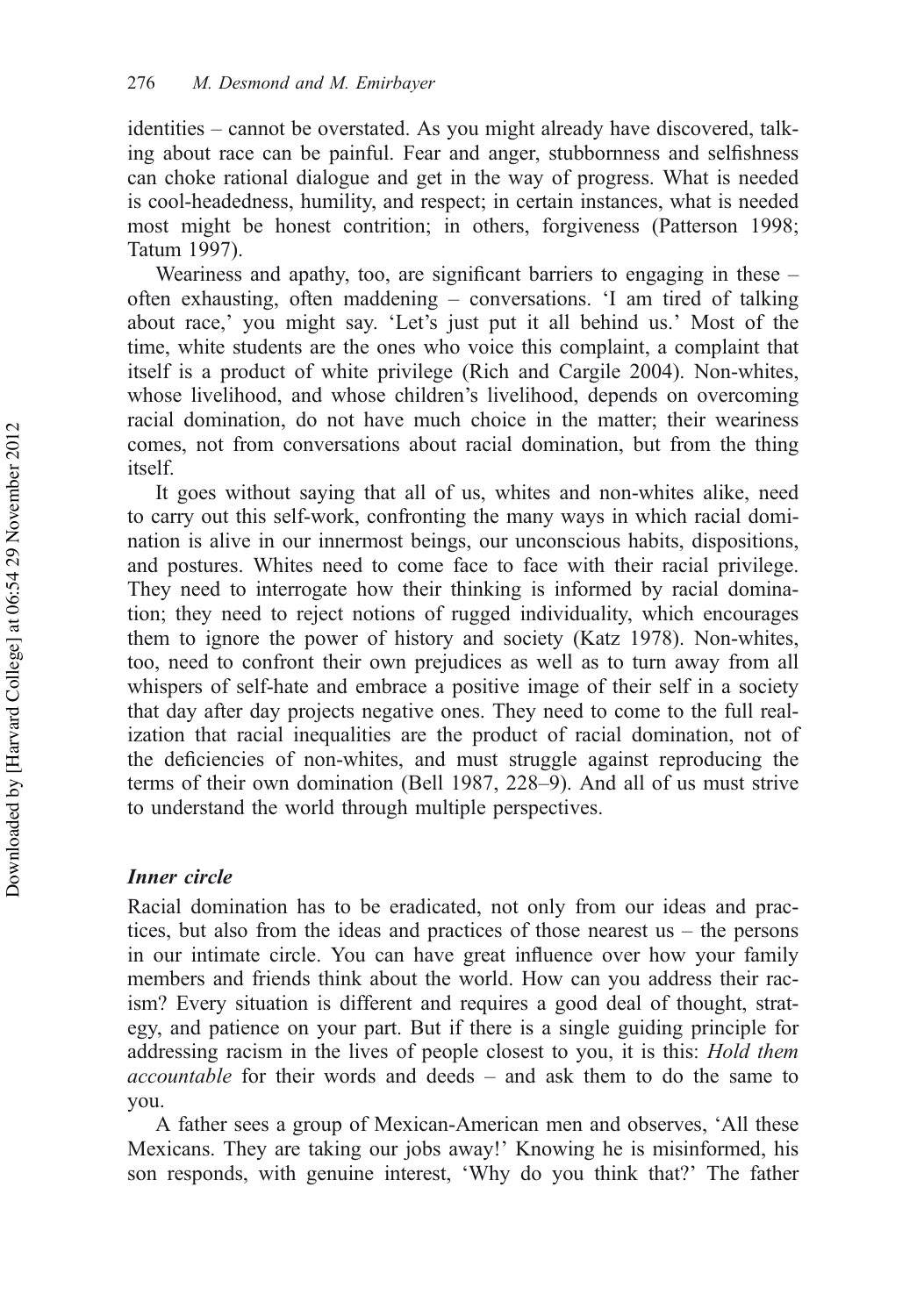identities – cannot be overstated. As you might already have discovered, talking about race can be painful. Fear and anger, stubbornness and selfishness can choke rational dialogue and get in the way of progress. What is needed is cool-headedness, humility, and respect; in certain instances, what is needed most might be honest contrition; in others, forgiveness (Patterson 1998; Tatum 1997).

Weariness and apathy, too, are significant barriers to engaging in these – often exhausting, often maddening – conversations. 'I am tired of talking about race,' you might say. 'Let's just put it all behind us.' Most of the time, white students are the ones who voice this complaint, a complaint that itself is a product of white privilege (Rich and Cargile 2004). Non-whites, whose livelihood, and whose children's livelihood, depends on overcoming racial domination, do not have much choice in the matter; their weariness comes, not from conversations about racial domination, but from the thing itself.

It goes without saying that all of us, whites and non-whites alike, need to carry out this self-work, confronting the many ways in which racial domination is alive in our innermost beings, our unconscious habits, dispositions, and postures. Whites need to come face to face with their racial privilege. They need to interrogate how their thinking is informed by racial domination; they need to reject notions of rugged individuality, which encourages them to ignore the power of history and society (Katz 1978). Non-whites, too, need to confront their own prejudices as well as to turn away from all whispers of self-hate and embrace a positive image of their self in a society that day after day projects negative ones. They need to come to the full realization that racial inequalities are the product of racial domination, not of the deficiencies of non-whites, and must struggle against reproducing the terms of their own domination (Bell 1987, 228–9). And all of us must strive to understand the world through multiple perspectives.

### *Inner circle*

Racial domination has to be eradicated, not only from our ideas and practices, but also from the ideas and practices of those nearest us – the persons in our intimate circle. You can have great influence over how your family members and friends think about the world. How can you address their racism? Every situation is different and requires a good deal of thought, strategy, and patience on your part. But if there is a single guiding principle for addressing racism in the lives of people closest to you, it is this: *Hold them accountable* for their words and deeds – and ask them to do the same to you.

A father sees a group of Mexican-American men and observes, 'All these Mexicans. They are taking our jobs away!' Knowing he is misinformed, his son responds, with genuine interest, 'Why do you think that?' The father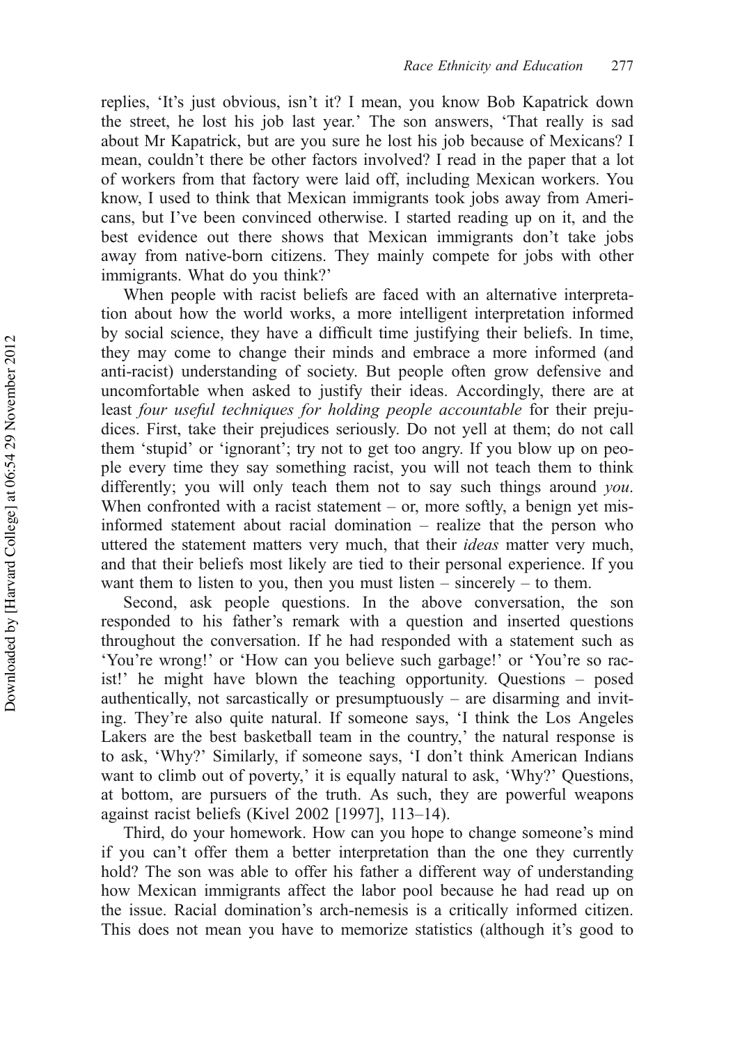replies, 'It's just obvious, isn't it? I mean, you know Bob Kapatrick down the street, he lost his job last year.' The son answers, 'That really is sad about Mr Kapatrick, but are you sure he lost his job because of Mexicans? I mean, couldn't there be other factors involved? I read in the paper that a lot of workers from that factory were laid off, including Mexican workers. You know, I used to think that Mexican immigrants took jobs away from Americans, but I've been convinced otherwise. I started reading up on it, and the best evidence out there shows that Mexican immigrants don't take jobs away from native-born citizens. They mainly compete for jobs with other immigrants. What do you think?'

When people with racist beliefs are faced with an alternative interpretation about how the world works, a more intelligent interpretation informed by social science, they have a difficult time justifying their beliefs. In time, they may come to change their minds and embrace a more informed (and anti-racist) understanding of society. But people often grow defensive and uncomfortable when asked to justify their ideas. Accordingly, there are at least *four useful techniques for holding people accountable* for their prejudices. First, take their prejudices seriously. Do not yell at them; do not call them 'stupid' or 'ignorant'; try not to get too angry. If you blow up on people every time they say something racist, you will not teach them to think differently; you will only teach them not to say such things around *you*. When confronted with a racist statement – or, more softly, a benign yet misinformed statement about racial domination – realize that the person who uttered the statement matters very much, that their *ideas* matter very much, and that their beliefs most likely are tied to their personal experience. If you want them to listen to you, then you must listen – sincerely – to them.

Second, ask people questions. In the above conversation, the son responded to his father's remark with a question and inserted questions throughout the conversation. If he had responded with a statement such as 'You're wrong!' or 'How can you believe such garbage!' or 'You're so racist!' he might have blown the teaching opportunity. Questions – posed authentically, not sarcastically or presumptuously – are disarming and inviting. They're also quite natural. If someone says, 'I think the Los Angeles Lakers are the best basketball team in the country,' the natural response is to ask, 'Why?' Similarly, if someone says, 'I don't think American Indians want to climb out of poverty,' it is equally natural to ask, 'Why?' Questions, at bottom, are pursuers of the truth. As such, they are powerful weapons against racist beliefs (Kivel 2002 [1997], 113–14).

Third, do your homework. How can you hope to change someone's mind if you can't offer them a better interpretation than the one they currently hold? The son was able to offer his father a different way of understanding how Mexican immigrants affect the labor pool because he had read up on the issue. Racial domination's arch-nemesis is a critically informed citizen. This does not mean you have to memorize statistics (although it's good to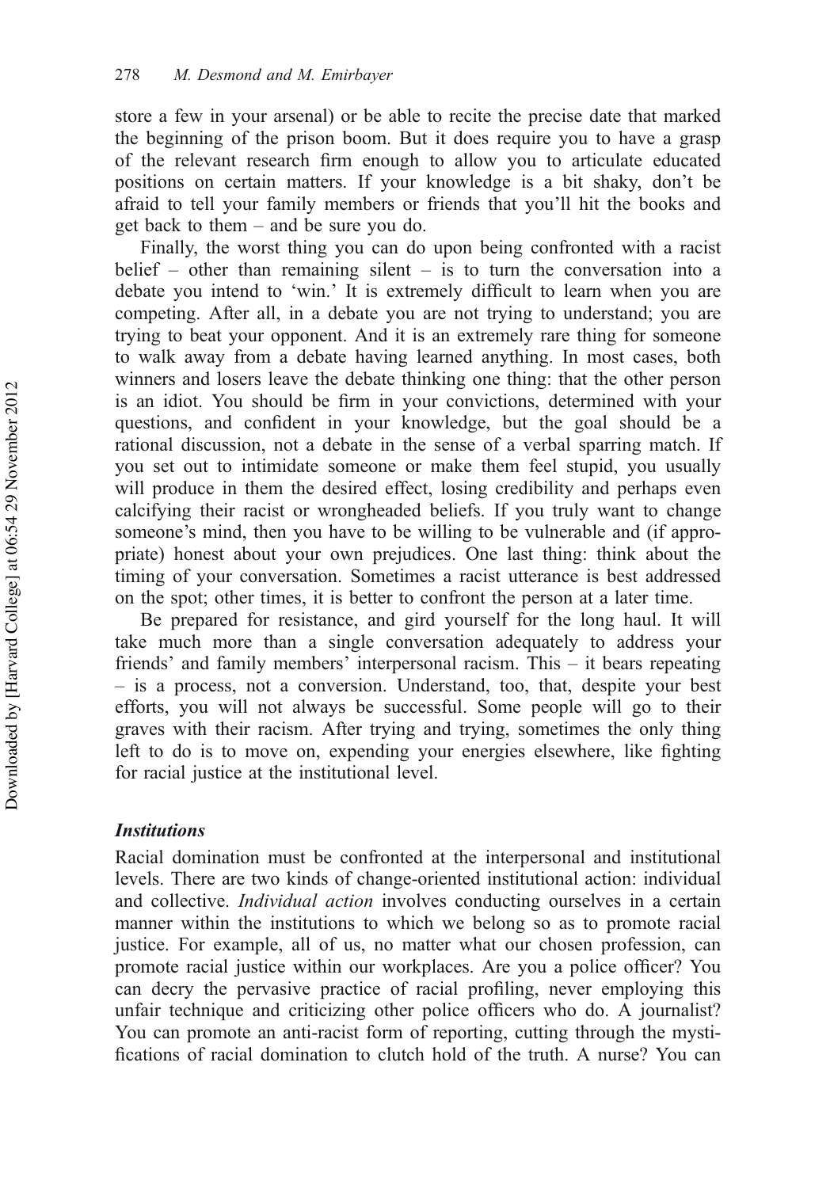store a few in your arsenal) or be able to recite the precise date that marked the beginning of the prison boom. But it does require you to have a grasp of the relevant research firm enough to allow you to articulate educated positions on certain matters. If your knowledge is a bit shaky, don't be afraid to tell your family members or friends that you'll hit the books and get back to them – and be sure you do.

Finally, the worst thing you can do upon being confronted with a racist belief – other than remaining silent – is to turn the conversation into a debate you intend to 'win.' It is extremely difficult to learn when you are competing. After all, in a debate you are not trying to understand; you are trying to beat your opponent. And it is an extremely rare thing for someone to walk away from a debate having learned anything. In most cases, both winners and losers leave the debate thinking one thing: that the other person is an idiot. You should be firm in your convictions, determined with your questions, and confident in your knowledge, but the goal should be a rational discussion, not a debate in the sense of a verbal sparring match. If you set out to intimidate someone or make them feel stupid, you usually will produce in them the desired effect, losing credibility and perhaps even calcifying their racist or wrongheaded beliefs. If you truly want to change someone's mind, then you have to be willing to be vulnerable and (if appropriate) honest about your own prejudices. One last thing: think about the timing of your conversation. Sometimes a racist utterance is best addressed on the spot; other times, it is better to confront the person at a later time.

Be prepared for resistance, and gird yourself for the long haul. It will take much more than a single conversation adequately to address your friends' and family members' interpersonal racism. This – it bears repeating – is a process, not a conversion. Understand, too, that, despite your best efforts, you will not always be successful. Some people will go to their graves with their racism. After trying and trying, sometimes the only thing left to do is to move on, expending your energies elsewhere, like fighting for racial justice at the institutional level.

### *Institutions*

Racial domination must be confronted at the interpersonal and institutional levels. There are two kinds of change-oriented institutional action: individual and collective. *Individual action* involves conducting ourselves in a certain manner within the institutions to which we belong so as to promote racial justice. For example, all of us, no matter what our chosen profession, can promote racial justice within our workplaces. Are you a police officer? You can decry the pervasive practice of racial profiling, never employing this unfair technique and criticizing other police officers who do. A journalist? You can promote an anti-racist form of reporting, cutting through the mystifications of racial domination to clutch hold of the truth. A nurse? You can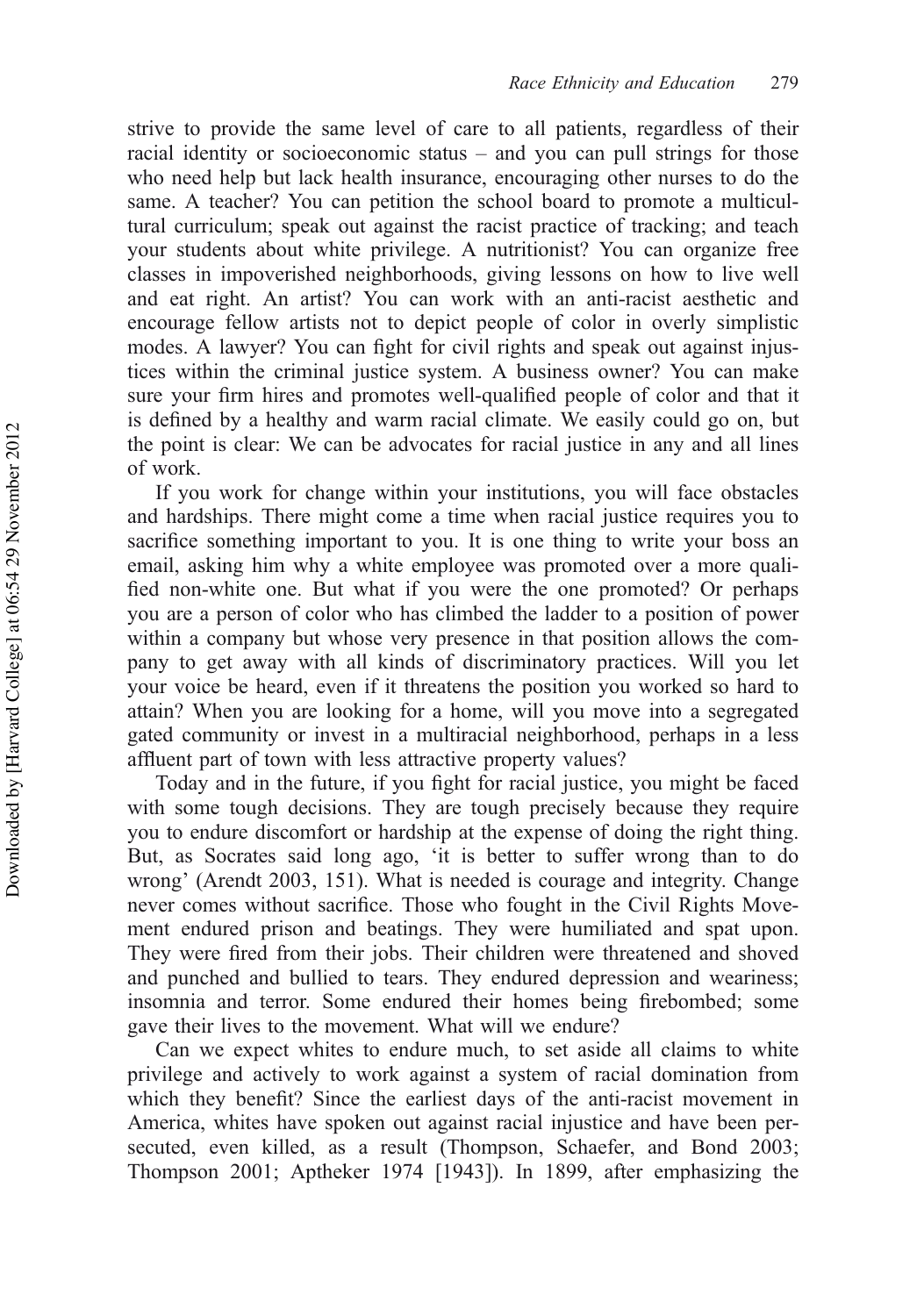strive to provide the same level of care to all patients, regardless of their racial identity or socioeconomic status – and you can pull strings for those who need help but lack health insurance, encouraging other nurses to do the same. A teacher? You can petition the school board to promote a multicultural curriculum; speak out against the racist practice of tracking; and teach your students about white privilege. A nutritionist? You can organize free classes in impoverished neighborhoods, giving lessons on how to live well and eat right. An artist? You can work with an anti-racist aesthetic and encourage fellow artists not to depict people of color in overly simplistic modes. A lawyer? You can fight for civil rights and speak out against injustices within the criminal justice system. A business owner? You can make sure your firm hires and promotes well-qualified people of color and that it is defined by a healthy and warm racial climate. We easily could go on, but the point is clear: We can be advocates for racial justice in any and all lines of work.

If you work for change within your institutions, you will face obstacles and hardships. There might come a time when racial justice requires you to sacrifice something important to you. It is one thing to write your boss an email, asking him why a white employee was promoted over a more qualified non-white one. But what if you were the one promoted? Or perhaps you are a person of color who has climbed the ladder to a position of power within a company but whose very presence in that position allows the company to get away with all kinds of discriminatory practices. Will you let your voice be heard, even if it threatens the position you worked so hard to attain? When you are looking for a home, will you move into a segregated gated community or invest in a multiracial neighborhood, perhaps in a less affluent part of town with less attractive property values?

Today and in the future, if you fight for racial justice, you might be faced with some tough decisions. They are tough precisely because they require you to endure discomfort or hardship at the expense of doing the right thing. But, as Socrates said long ago, 'it is better to suffer wrong than to do wrong' (Arendt 2003, 151). What is needed is courage and integrity. Change never comes without sacrifice. Those who fought in the Civil Rights Movement endured prison and beatings. They were humiliated and spat upon. They were fired from their jobs. Their children were threatened and shoved and punched and bullied to tears. They endured depression and weariness; insomnia and terror. Some endured their homes being firebombed; some gave their lives to the movement. What will we endure?

Can we expect whites to endure much, to set aside all claims to white privilege and actively to work against a system of racial domination from which they benefit? Since the earliest days of the anti-racist movement in America, whites have spoken out against racial injustice and have been persecuted, even killed, as a result (Thompson, Schaefer, and Bond 2003; Thompson 2001; Aptheker 1974 [1943]). In 1899, after emphasizing the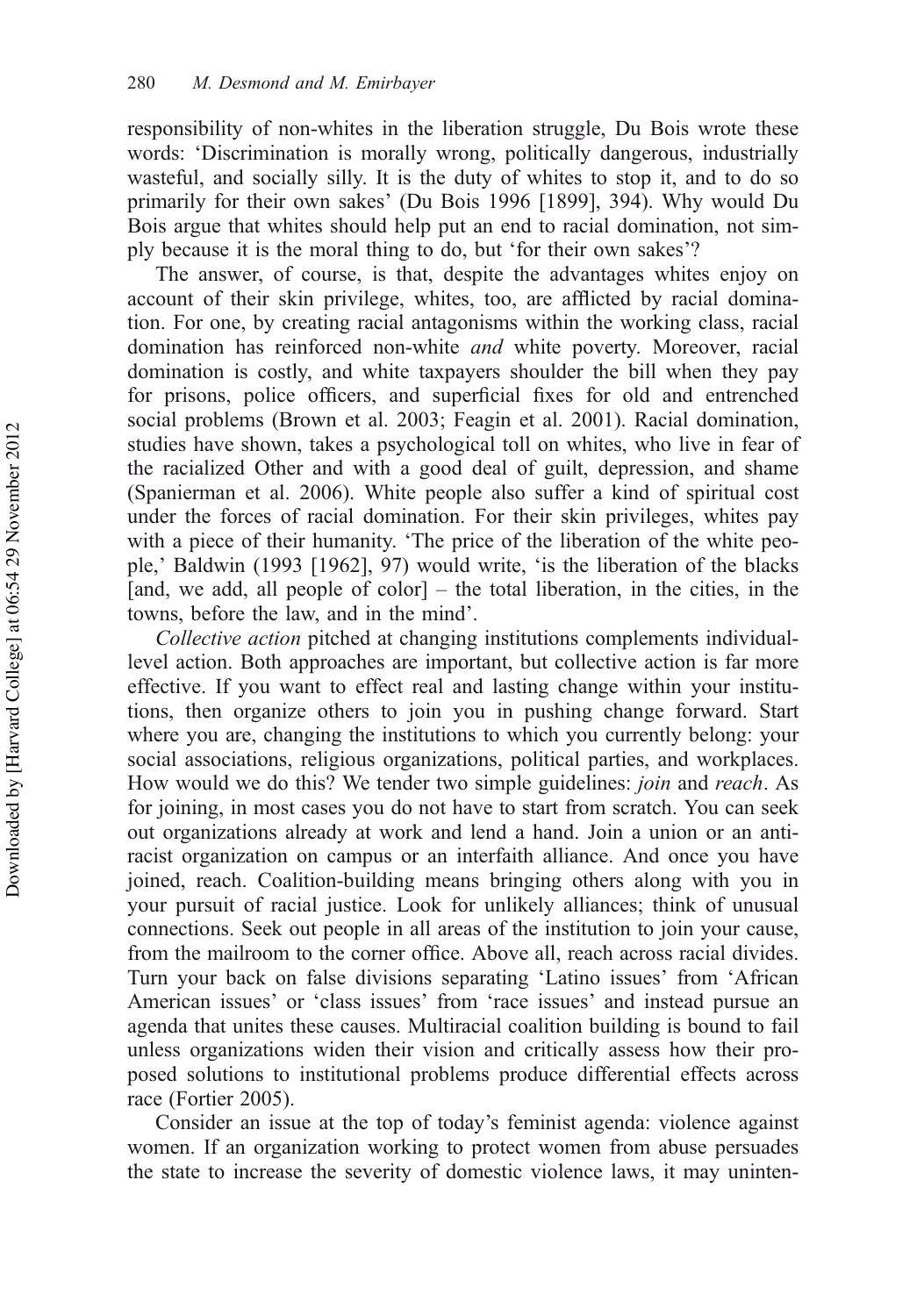responsibility of non-whites in the liberation struggle, Du Bois wrote these words: 'Discrimination is morally wrong, politically dangerous, industrially wasteful, and socially silly. It is the duty of whites to stop it, and to do so primarily for their own sakes' (Du Bois 1996 [1899], 394). Why would Du Bois argue that whites should help put an end to racial domination, not simply because it is the moral thing to do, but 'for their own sakes'?

The answer, of course, is that, despite the advantages whites enjoy on account of their skin privilege, whites, too, are afflicted by racial domination. For one, by creating racial antagonisms within the working class, racial domination has reinforced non-white *and* white poverty. Moreover, racial domination is costly, and white taxpayers shoulder the bill when they pay for prisons, police officers, and superficial fixes for old and entrenched social problems (Brown et al. 2003; Feagin et al. 2001). Racial domination, studies have shown, takes a psychological toll on whites, who live in fear of the racialized Other and with a good deal of guilt, depression, and shame (Spanierman et al. 2006). White people also suffer a kind of spiritual cost under the forces of racial domination. For their skin privileges, whites pay with a piece of their humanity. 'The price of the liberation of the white people,' Baldwin (1993 [1962], 97) would write, 'is the liberation of the blacks [and, we add, all people of color] – the total liberation, in the cities, in the towns, before the law, and in the mind'.

*Collective action* pitched at changing institutions complements individual-level action. Both approaches are important, but collective action is far more effective. If you want to effect real and lasting change within your institutions, then organize others to join you in pushing change forward. Start where you are, changing the institutions to which you currently belong: your social associations, religious organizations, political parties, and workplaces. How would we do this? We tender two simple guidelines: *join* and *reach*. As for joining, in most cases you do not have to start from scratch. You can seek out organizations already at work and lend a hand. Join a union or an anti-racist organization on campus or an interfaith alliance. And once you have joined, reach. Coalition-building means bringing others along with you in your pursuit of racial justice. Look for unlikely alliances; think of unusual connections. Seek out people in all areas of the institution to join your cause, from the mailroom to the corner office. Above all, reach across racial divides. Turn your back on false divisions separating 'Latino issues' from 'African American issues' or 'class issues' from 'race issues' and instead pursue an agenda that unites these causes. Multiracial coalition building is bound to fail unless organizations widen their vision and critically assess how their proposed solutions to institutional problems produce differential effects across race (Fortier 2005).

Consider an issue at the top of today's feminist agenda: violence against women. If an organization working to protect women from abuse persuades the state to increase the severity of domestic violence laws, it may uninten-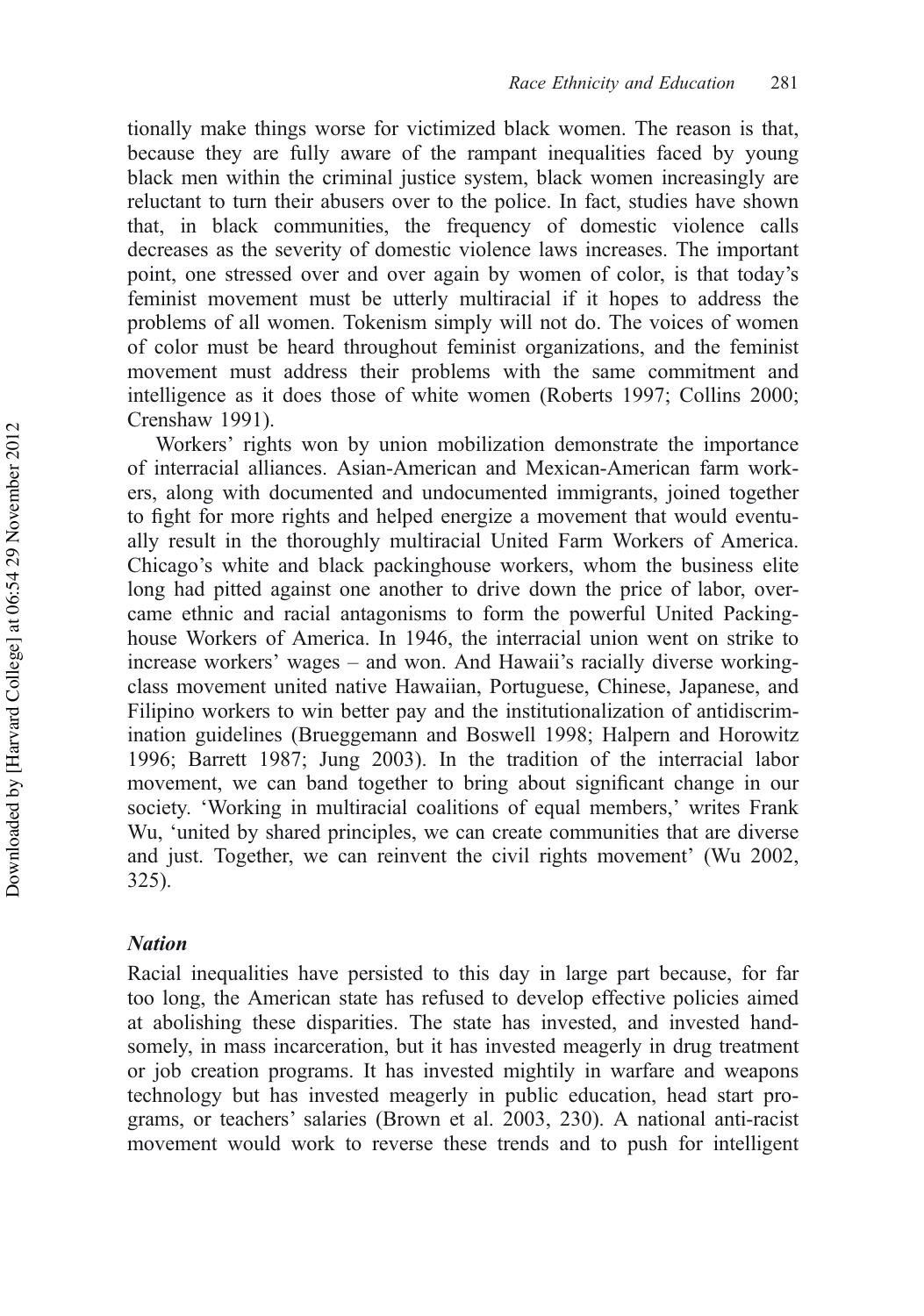tionally make things worse for victimized black women. The reason is that, because they are fully aware of the rampant inequalities faced by young black men within the criminal justice system, black women increasingly are reluctant to turn their abusers over to the police. In fact, studies have shown that, in black communities, the frequency of domestic violence calls decreases as the severity of domestic violence laws increases. The important point, one stressed over and over again by women of color, is that today's feminist movement must be utterly multiracial if it hopes to address the problems of all women. Tokenism simply will not do. The voices of women of color must be heard throughout feminist organizations, and the feminist movement must address their problems with the same commitment and intelligence as it does those of white women (Roberts 1997; Collins 2000; Crenshaw 1991).

Workers' rights won by union mobilization demonstrate the importance of interracial alliances. Asian-American and Mexican-American farm workers, along with documented and undocumented immigrants, joined together to fight for more rights and helped energize a movement that would eventually result in the thoroughly multiracial United Farm Workers of America. Chicago's white and black packinghouse workers, whom the business elite long had pitted against one another to drive down the price of labor, overcame ethnic and racial antagonisms to form the powerful United Packinghouse Workers of America. In 1946, the interracial union went on strike to increase workers' wages – and won. And Hawaii's racially diverse working-class movement united native Hawaiian, Portuguese, Chinese, Japanese, and Filipino workers to win better pay and the institutionalization of antidiscrimination guidelines (Brueggemann and Boswell 1998; Halpern and Horowitz 1996; Barrett 1987; Jung 2003). In the tradition of the interracial labor movement, we can band together to bring about significant change in our society. 'Working in multiracial coalitions of equal members,' writes Frank Wu, 'united by shared principles, we can create communities that are diverse and just. Together, we can reinvent the civil rights movement' (Wu 2002, 325).

### *Nation*

Racial inequalities have persisted to this day in large part because, for far too long, the American state has refused to develop effective policies aimed at abolishing these disparities. The state has invested, and invested handsomely, in mass incarceration, but it has invested meagerly in drug treatment or job creation programs. It has invested mightily in warfare and weapons technology but has invested meagerly in public education, head start programs, or teachers' salaries (Brown et al. 2003, 230). A national anti-racist movement would work to reverse these trends and to push for intelligent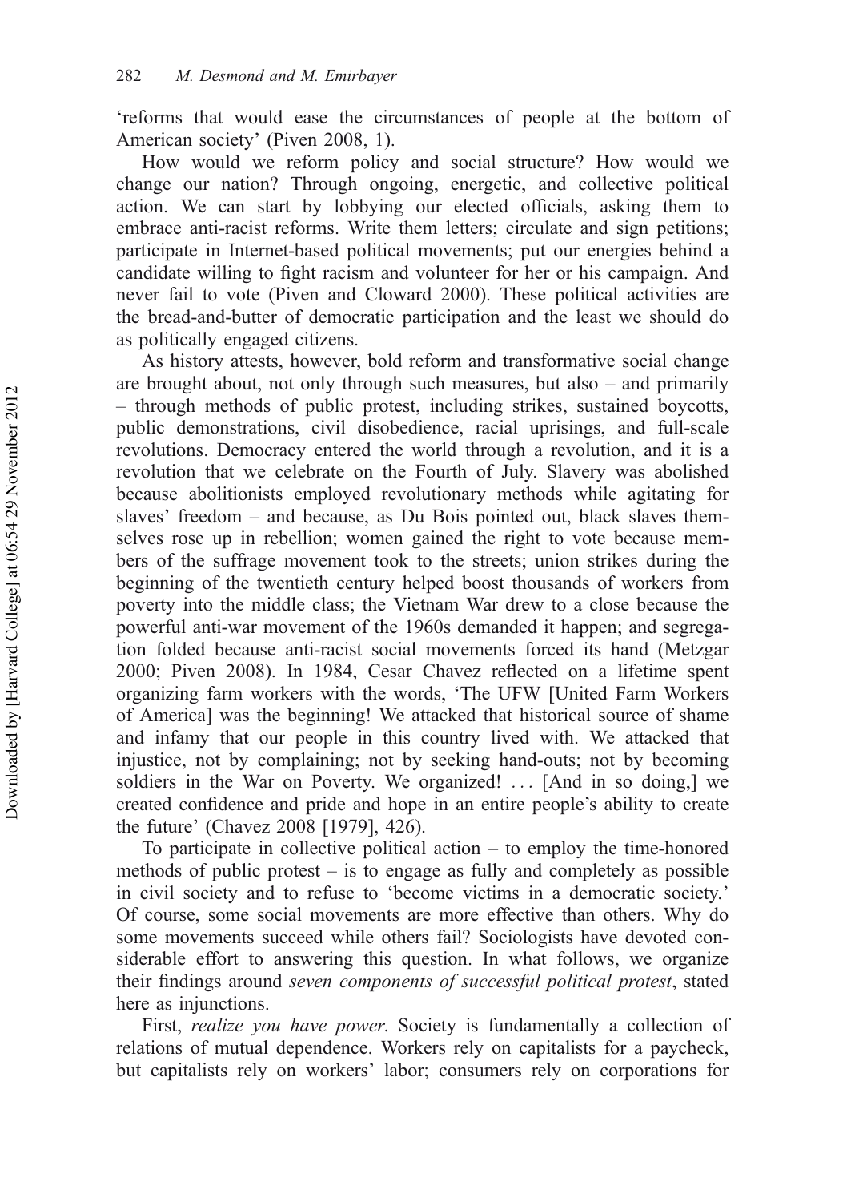'reforms that would ease the circumstances of people at the bottom of American society' (Piven 2008, 1).

How would we reform policy and social structure? How would we change our nation? Through ongoing, energetic, and collective political action. We can start by lobbying our elected officials, asking them to embrace anti-racist reforms. Write them letters; circulate and sign petitions; participate in Internet-based political movements; put our energies behind a candidate willing to fight racism and volunteer for her or his campaign. And never fail to vote (Piven and Cloward 2000). These political activities are the bread-and-butter of democratic participation and the least we should do as politically engaged citizens.

As history attests, however, bold reform and transformative social change are brought about, not only through such measures, but also – and primarily – through methods of public protest, including strikes, sustained boycotts, public demonstrations, civil disobedience, racial uprisings, and full-scale revolutions. Democracy entered the world through a revolution, and it is a revolution that we celebrate on the Fourth of July. Slavery was abolished because abolitionists employed revolutionary methods while agitating for slaves' freedom – and because, as Du Bois pointed out, black slaves themselves rose up in rebellion; women gained the right to vote because members of the suffrage movement took to the streets; union strikes during the beginning of the twentieth century helped boost thousands of workers from poverty into the middle class; the Vietnam War drew to a close because the powerful anti-war movement of the 1960s demanded it happen; and segregation folded because anti-racist social movements forced its hand (Metzgar 2000; Piven 2008). In 1984, Cesar Chavez reflected on a lifetime spent organizing farm workers with the words, 'The UFW [United Farm Workers of America] was the beginning! We attacked that historical source of shame and infamy that our people in this country lived with. We attacked that injustice, not by complaining; not by seeking hand-outs; not by becoming soldiers in the War on Poverty. We organized! ... [And in so doing,] we created confidence and pride and hope in an entire people's ability to create the future' (Chavez 2008 [1979], 426).

To participate in collective political action – to employ the time-honored methods of public protest – is to engage as fully and completely as possible in civil society and to refuse to 'become victims in a democratic society.' Of course, some social movements are more effective than others. Why do some movements succeed while others fail? Sociologists have devoted considerable effort to answering this question. In what follows, we organize their findings around *seven components of successful political protest*, stated here as injunctions.

First, *realize you have power*. Society is fundamentally a collection of relations of mutual dependence. Workers rely on capitalists for a paycheck, but capitalists rely on workers' labor; consumers rely on corporations for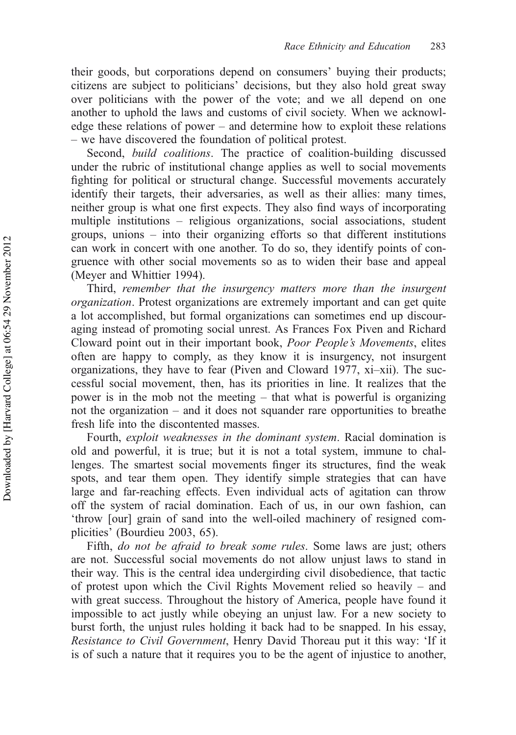their goods, but corporations depend on consumers' buying their products; citizens are subject to politicians' decisions, but they also hold great sway over politicians with the power of the vote; and we all depend on one another to uphold the laws and customs of civil society. When we acknowledge these relations of power – and determine how to exploit these relations – we have discovered the foundation of political protest.

Second, *build coalitions*. The practice of coalition-building discussed under the rubric of institutional change applies as well to social movements fighting for political or structural change. Successful movements accurately identify their targets, their adversaries, as well as their allies: many times, neither group is what one first expects. They also find ways of incorporating multiple institutions – religious organizations, social associations, student groups, unions – into their organizing efforts so that different institutions can work in concert with one another. To do so, they identify points of congruence with other social movements so as to widen their base and appeal (Meyer and Whittier 1994).

Third, *remember that the insurgency matters more than the insurgent organization*. Protest organizations are extremely important and can get quite a lot accomplished, but formal organizations can sometimes end up discouraging instead of promoting social unrest. As Frances Fox Piven and Richard Cloward point out in their important book, *Poor People's Movements*, elites often are happy to comply, as they know it is insurgency, not insurgent organizations, they have to fear (Piven and Cloward 1977, xi–xii). The successful social movement, then, has its priorities in line. It realizes that the power is in the mob not the meeting – that what is powerful is organizing not the organization – and it does not squander rare opportunities to breathe fresh life into the discontented masses.

Fourth, *exploit weaknesses in the dominant system*. Racial domination is old and powerful, it is true; but it is not a total system, immune to challenges. The smartest social movements finger its structures, find the weak spots, and tear them open. They identify simple strategies that can have large and far-reaching effects. Even individual acts of agitation can throw off the system of racial domination. Each of us, in our own fashion, can 'throw [our] grain of sand into the well-oiled machinery of resigned complicities' (Bourdieu 2003, 65).

Fifth, *do not be afraid to break some rules*. Some laws are just; others are not. Successful social movements do not allow unjust laws to stand in their way. This is the central idea undergirding civil disobedience, that tactic of protest upon which the Civil Rights Movement relied so heavily – and with great success. Throughout the history of America, people have found it impossible to act justly while obeying an unjust law. For a new society to burst forth, the unjust rules holding it back had to be snapped. In his essay, *Resistance to Civil Government*, Henry David Thoreau put it this way: 'If it is of such a nature that it requires you to be the agent of injustice to another,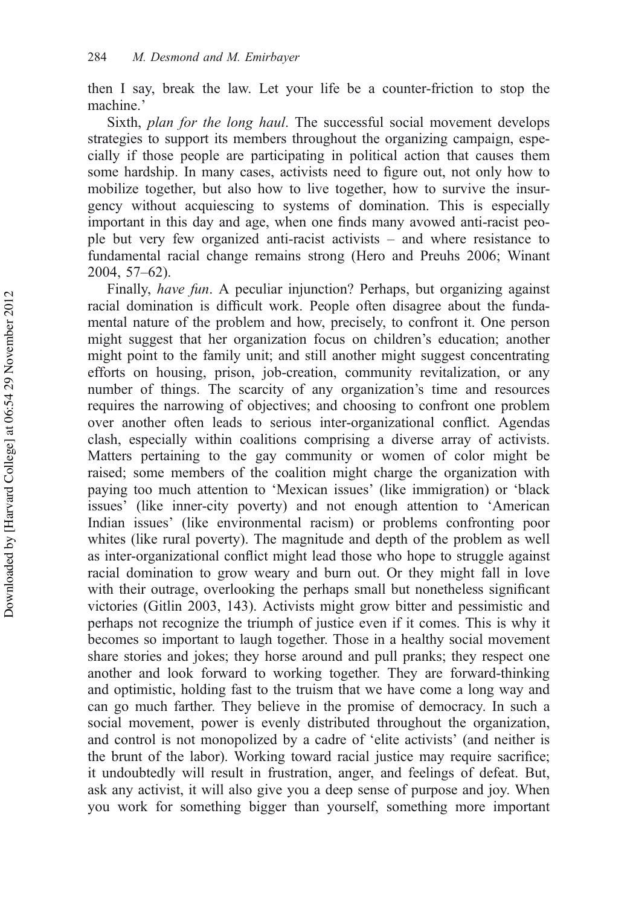then I say, break the law. Let your life be a counter-friction to stop the machine.'

Sixth, *plan for the long haul*. The successful social movement develops strategies to support its members throughout the organizing campaign, especially if those people are participating in political action that causes them some hardship. In many cases, activists need to figure out, not only how to mobilize together, but also how to live together, how to survive the insurgency without acquiescing to systems of domination. This is especially important in this day and age, when one finds many avowed anti-racist people but very few organized anti-racist activists – and where resistance to fundamental racial change remains strong (Hero and Preuhs 2006; Winant 2004, 57–62).

Finally, *have fun*. A peculiar injunction? Perhaps, but organizing against racial domination is difficult work. People often disagree about the fundamental nature of the problem and how, precisely, to confront it. One person might suggest that her organization focus on children's education; another might point to the family unit; and still another might suggest concentrating efforts on housing, prison, job-creation, community revitalization, or any number of things. The scarcity of any organization's time and resources requires the narrowing of objectives; and choosing to confront one problem over another often leads to serious inter-organizational conflict. Agendas clash, especially within coalitions comprising a diverse array of activists. Matters pertaining to the gay community or women of color might be raised; some members of the coalition might charge the organization with paying too much attention to 'Mexican issues' (like immigration) or 'black issues' (like inner-city poverty) and not enough attention to 'American Indian issues' (like environmental racism) or problems confronting poor whites (like rural poverty). The magnitude and depth of the problem as well as inter-organizational conflict might lead those who hope to struggle against racial domination to grow weary and burn out. Or they might fall in love with their outrage, overlooking the perhaps small but nonetheless significant victories (Gitlin 2003, 143). Activists might grow bitter and pessimistic and perhaps not recognize the triumph of justice even if it comes. This is why it becomes so important to laugh together. Those in a healthy social movement share stories and jokes; they horse around and pull pranks; they respect one another and look forward to working together. They are forward-thinking and optimistic, holding fast to the truism that we have come a long way and can go much farther. They believe in the promise of democracy. In such a social movement, power is evenly distributed throughout the organization, and control is not monopolized by a cadre of 'elite activists' (and neither is the brunt of the labor). Working toward racial justice may require sacrifice; it undoubtedly will result in frustration, anger, and feelings of defeat. But, ask any activist, it will also give you a deep sense of purpose and joy. When you work for something bigger than yourself, something more important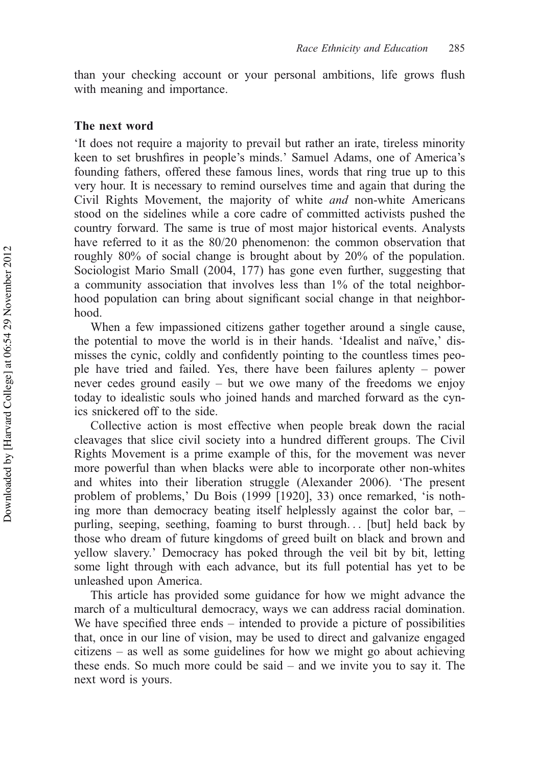than your checking account or your personal ambitions, life grows flush with meaning and importance.

## The next word

'It does not require a majority to prevail but rather an irate, tireless minority keen to set brushfires in people's minds.' Samuel Adams, one of America's founding fathers, offered these famous lines, words that ring true up to this very hour. It is necessary to remind ourselves time and again that during the Civil Rights Movement, the majority of white *and* non-white Americans stood on the sidelines while a core cadre of committed activists pushed the country forward. The same is true of most major historical events. Analysts have referred to it as the 80/20 phenomenon: the common observation that roughly 80% of social change is brought about by 20% of the population. Sociologist Mario Small (2004, 177) has gone even further, suggesting that a community association that involves less than 1% of the total neighborhood population can bring about significant social change in that neighborhood.

When a few impassioned citizens gather together around a single cause, the potential to move the world is in their hands. 'Idealist and naïve,' dismisses the cynic, coldly and confidently pointing to the countless times people have tried and failed. Yes, there have been failures aplenty – power never cedes ground easily – but we owe many of the freedoms we enjoy today to idealistic souls who joined hands and marched forward as the cynics snickered off to the side.

Collective action is most effective when people break down the racial cleavages that slice civil society into a hundred different groups. The Civil Rights Movement is a prime example of this, for the movement was never more powerful than when blacks were able to incorporate other non-whites and whites into their liberation struggle (Alexander 2006). 'The present problem of problems,' Du Bois (1999 [1920], 33) once remarked, 'is nothing more than democracy beating itself helplessly against the color bar, – purling, seeping, seething, foaming to burst through… [but] held back by those who dream of future kingdoms of greed built on black and brown and yellow slavery.' Democracy has poked through the veil bit by bit, letting some light through with each advance, but its full potential has yet to be unleashed upon America.

This article has provided some guidance for how we might advance the march of a multicultural democracy, ways we can address racial domination. We have specified three ends – intended to provide a picture of possibilities that, once in our line of vision, may be used to direct and galvanize engaged citizens – as well as some guidelines for how we might go about achieving these ends. So much more could be said – and we invite you to say it. The next word is yours.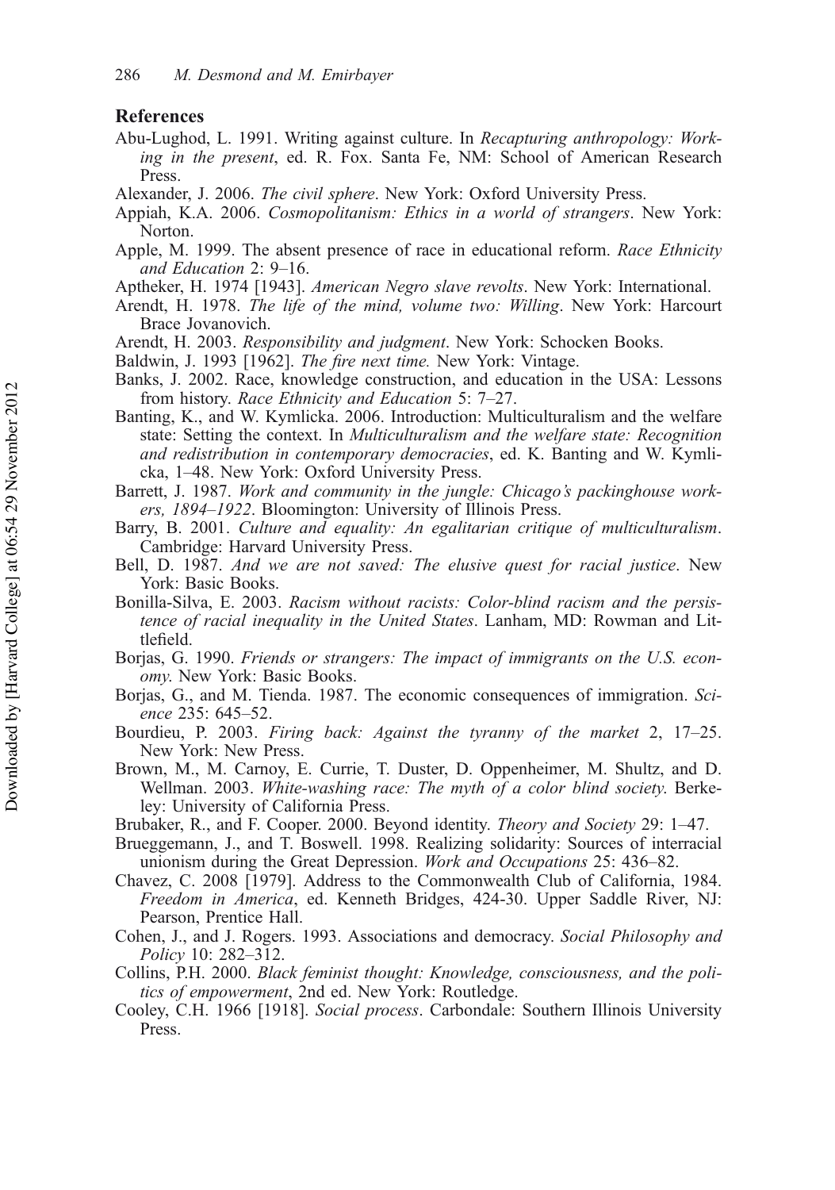## References

Abu-Lughod, L. 1991. Writing against culture. In *Recapturing anthropology: Working in the present*, ed. R. Fox. Santa Fe, NM: School of American Research Press.

Alexander, J. 2006. *The civil sphere*. New York: Oxford University Press.

Appiah, K.A. 2006. *Cosmopolitanism: Ethics in a world of strangers*. New York: Norton.

Apple, M. 1999. The absent presence of race in educational reform. *Race Ethnicity and Education* 2: 9–16.

Aptheker, H. 1974 [1943]. *American Negro slave revolts*. New York: International.

Arendt, H. 1978. *The life of the mind, volume two: Willing*. New York: Harcourt Brace Jovanovich.

Arendt, H. 2003. *Responsibility and judgment*. New York: Schocken Books.

Baldwin, J. 1993 [1962]. *The fire next time.* New York: Vintage.

Banks, J. 2002. Race, knowledge construction, and education in the USA: Lessons from history. *Race Ethnicity and Education* 5: 7–27.

Banting, K., and W. Kymlicka. 2006. Introduction: Multiculturalism and the welfare state: Setting the context. In *Multiculturalism and the welfare state: Recognition and redistribution in contemporary democracies*, ed. K. Banting and W. Kymlicka, 1–48. New York: Oxford University Press.

Barrett, J. 1987. *Work and community in the jungle: Chicago's packinghouse workers, 1894–1922*. Bloomington: University of Illinois Press.

Barry, B. 2001. *Culture and equality: An egalitarian critique of multiculturalism*. Cambridge: Harvard University Press.

Bell, D. 1987. *And we are not saved: The elusive quest for racial justice*. New York: Basic Books.

Bonilla-Silva, E. 2003. *Racism without racists: Color-blind racism and the persistence of racial inequality in the United States*. Lanham, MD: Rowman and Littlefield.

Borjas, G. 1990. *Friends or strangers: The impact of immigrants on the U.S. economy*. New York: Basic Books.

Borjas, G., and M. Tienda. 1987. The economic consequences of immigration. *Science* 235: 645–52.

Bourdieu, P. 2003. *Firing back: Against the tyranny of the market* 2, 17–25. New York: New Press.

Brown, M., M. Carnoy, E. Currie, T. Duster, D. Oppenheimer, M. Shultz, and D. Wellman. 2003. *White-washing race: The myth of a color blind society*. Berkeley: University of California Press.

Brubaker, R., and F. Cooper. 2000. Beyond identity. *Theory and Society* 29: 1–47.

Brueggemann, J., and T. Boswell. 1998. Realizing solidarity: Sources of interracial unionism during the Great Depression. *Work and Occupations* 25: 436–82.

Chavez, C. 2008 [1979]. Address to the Commonwealth Club of California, 1984. *Freedom in America*, ed. Kenneth Bridges, 424-30. Upper Saddle River, NJ: Pearson, Prentice Hall.

Cohen, J., and J. Rogers. 1993. Associations and democracy. *Social Philosophy and Policy* 10: 282–312.

Collins, P.H. 2000. *Black feminist thought: Knowledge, consciousness, and the politics of empowerment*, 2nd ed. New York: Routledge.

Cooley, C.H. 1966 [1918]. *Social process*. Carbondale: Southern Illinois University Press.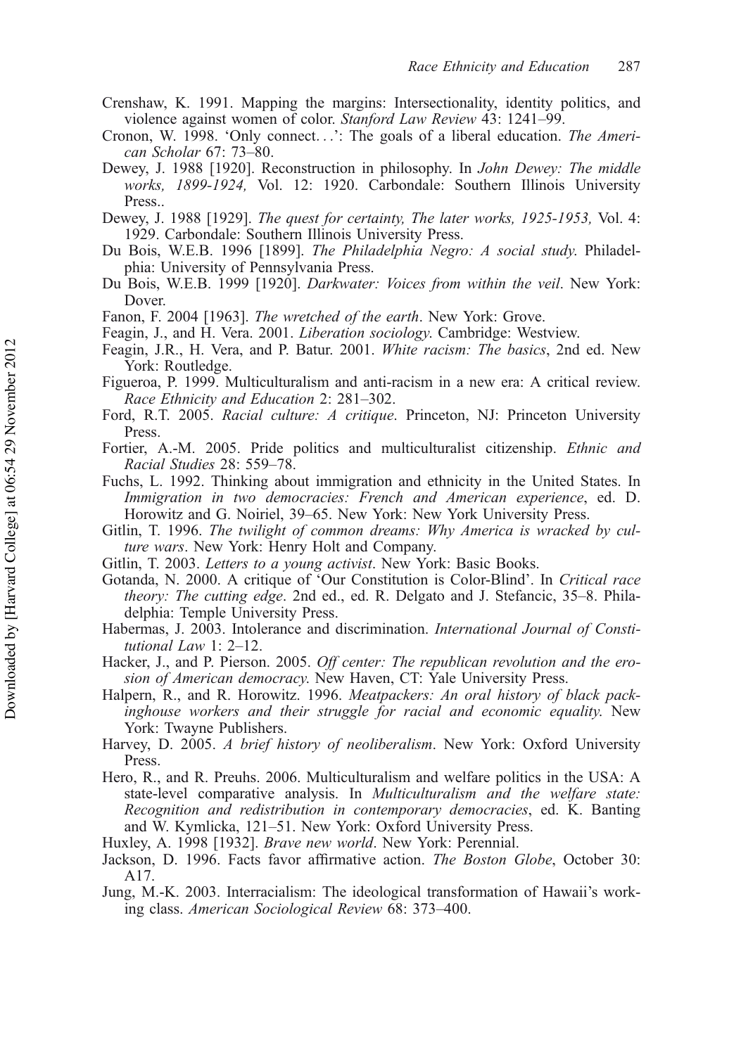Crenshaw, K. 1991. Mapping the margins: Intersectionality, identity politics, and violence against women of color. *Stanford Law Review* 43: 1241–99.

Cronon, W. 1998. 'Only connect…': The goals of a liberal education. *The American Scholar* 67: 73–80.

Dewey, J. 1988 [1920]. Reconstruction in philosophy. In *John Dewey: The middle works, 1899-1924,* Vol. 12: 1920. Carbondale: Southern Illinois University Press..

Dewey, J. 1988 [1929]. *The quest for certainty, The later works, 1925-1953,* Vol. 4: 1929. Carbondale: Southern Illinois University Press.

Du Bois, W.E.B. 1996 [1899]. *The Philadelphia Negro: A social study*. Philadelphia: University of Pennsylvania Press.

Du Bois, W.E.B. 1999 [1920]. *Darkwater: Voices from within the veil*. New York: Dover.

Fanon, F. 2004 [1963]. *The wretched of the earth*. New York: Grove.

Feagin, J., and H. Vera. 2001. *Liberation sociology*. Cambridge: Westview.

Feagin, J.R., H. Vera, and P. Batur. 2001. *White racism: The basics*, 2nd ed. New York: Routledge.

Figueroa, P. 1999. Multiculturalism and anti-racism in a new era: A critical review. *Race Ethnicity and Education* 2: 281–302.

Ford, R.T. 2005. *Racial culture: A critique*. Princeton, NJ: Princeton University Press.

Fortier, A.-M. 2005. Pride politics and multiculturalist citizenship. *Ethnic and Racial Studies* 28: 559–78.

Fuchs, L. 1992. Thinking about immigration and ethnicity in the United States. In *Immigration in two democracies: French and American experience*, ed. D. Horowitz and G. Noiriel, 39–65. New York: New York University Press.

Gitlin, T. 1996. *The twilight of common dreams: Why America is wracked by culture wars*. New York: Henry Holt and Company.

Gitlin, T. 2003. *Letters to a young activist*. New York: Basic Books.

Gotanda, N. 2000. A critique of 'Our Constitution is Color-Blind'. In *Critical race theory: The cutting edge*. 2nd ed., ed. R. Delgato and J. Stefancic, 35–8. Philadelphia: Temple University Press.

Habermas, J. 2003. Intolerance and discrimination. *International Journal of Constitutional Law* 1: 2–12.

Hacker, J., and P. Pierson. 2005. *Off center: The republican revolution and the erosion of American democracy*. New Haven, CT: Yale University Press.

Halpern, R., and R. Horowitz. 1996. *Meatpackers: An oral history of black packinghouse workers and their struggle for racial and economic equality*. New York: Twayne Publishers.

Harvey, D. 2005. *A brief history of neoliberalism*. New York: Oxford University Press.

Hero, R., and R. Preuhs. 2006. Multiculturalism and welfare politics in the USA: A state-level comparative analysis. In *Multiculturalism and the welfare state: Recognition and redistribution in contemporary democracies*, ed. K. Banting and W. Kymlicka, 121–51. New York: Oxford University Press.

Huxley, A. 1998 [1932]. *Brave new world*. New York: Perennial.

Jackson, D. 1996. Facts favor affirmative action. *The Boston Globe*, October 30: A17.

Jung, M.-K. 2003. Interracialism: The ideological transformation of Hawaii's working class. *American Sociological Review* 68: 373–400.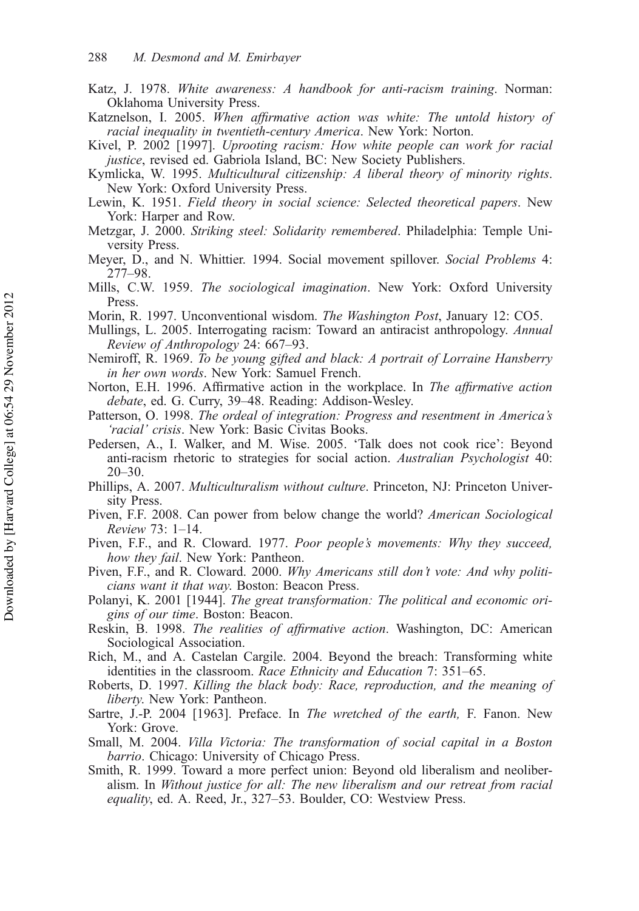Katz, J. 1978. *White awareness: A handbook for anti-racism training*. Norman: Oklahoma University Press.

Katznelson, I. 2005. *When affirmative action was white: The untold history of racial inequality in twentieth-century America*. New York: Norton.

Kivel, P. 2002 [1997]. *Uprooting racism: How white people can work for racial justice*, revised ed. Gabriola Island, BC: New Society Publishers.

Kymlicka, W. 1995. *Multicultural citizenship: A liberal theory of minority rights*. New York: Oxford University Press.

Lewin, K. 1951. *Field theory in social science: Selected theoretical papers*. New York: Harper and Row.

Metzgar, J. 2000. *Striking steel: Solidarity remembered*. Philadelphia: Temple University Press.

Meyer, D., and N. Whittier. 1994. Social movement spillover. *Social Problems* 4: 277–98.

Mills, C.W. 1959. *The sociological imagination*. New York: Oxford University Press.

Morin, R. 1997. Unconventional wisdom. *The Washington Post*, January 12: CO5.

Mullings, L. 2005. Interrogating racism: Toward an antiracist anthropology. *Annual Review of Anthropology* 24: 667–93.

Nemiroff, R. 1969. *To be young gifted and black: A portrait of Lorraine Hansberry in her own words*. New York: Samuel French.

Norton, E.H. 1996. Affirmative action in the workplace. In *The affirmative action debate*, ed. G. Curry, 39–48. Reading: Addison-Wesley.

Patterson, O. 1998. *The ordeal of integration: Progress and resentment in America's 'racial' crisis*. New York: Basic Civitas Books.

Pedersen, A., I. Walker, and M. Wise. 2005. 'Talk does not cook rice': Beyond anti-racism rhetoric to strategies for social action. *Australian Psychologist* 40: 20–30.

Phillips, A. 2007. *Multiculturalism without culture*. Princeton, NJ: Princeton University Press.

Piven, F.F. 2008. Can power from below change the world? *American Sociological Review* 73: 1–14.

Piven, F.F., and R. Cloward. 1977. *Poor people's movements: Why they succeed, how they fail*. New York: Pantheon.

Piven, F.F., and R. Cloward. 2000. *Why Americans still don't vote: And why politicians want it that way*. Boston: Beacon Press.

Polanyi, K. 2001 [1944]. *The great transformation: The political and economic origins of our time*. Boston: Beacon.

Reskin, B. 1998. *The realities of affirmative action*. Washington, DC: American Sociological Association.

Rich, M., and A. Castelan Cargile. 2004. Beyond the breach: Transforming white identities in the classroom. *Race Ethnicity and Education* 7: 351–65.

Roberts, D. 1997. *Killing the black body: Race, reproduction, and the meaning of liberty*. New York: Pantheon.

Sartre, J.-P. 2004 [1963]. Preface. In *The wretched of the earth,* F. Fanon. New York: Grove.

Small, M. 2004. *Villa Victoria: The transformation of social capital in a Boston barrio*. Chicago: University of Chicago Press.

Smith, R. 1999. Toward a more perfect union: Beyond old liberalism and neoliberalism. In *Without justice for all: The new liberalism and our retreat from racial equality*, ed. A. Reed, Jr., 327–53. Boulder, CO: Westview Press.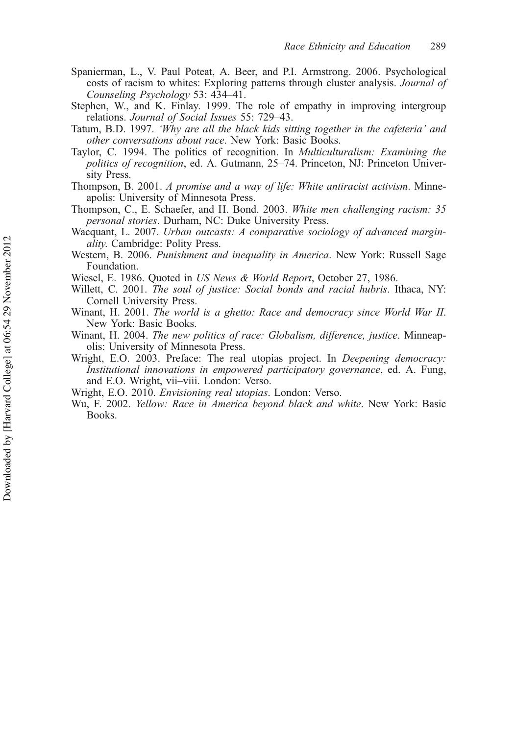Spanierman, L., V. Paul Poteat, A. Beer, and P.I. Armstrong. 2006. Psychological costs of racism to whites: Exploring patterns through cluster analysis. *Journal of Counseling Psychology* 53: 434–41.

Stephen, W., and K. Finlay. 1999. The role of empathy in improving intergroup relations. *Journal of Social Issues* 55: 729–43.

Tatum, B.D. 1997. *'Why are all the black kids sitting together in the cafeteria' and other conversations about race*. New York: Basic Books.

Taylor, C. 1994. The politics of recognition. In *Multiculturalism: Examining the politics of recognition*, ed. A. Gutmann, 25–74. Princeton, NJ: Princeton University Press.

Thompson, B. 2001. *A promise and a way of life: White antiracist activism*. Minneapolis: University of Minnesota Press.

Thompson, C., E. Schaefer, and H. Bond. 2003. *White men challenging racism: 35 personal stories*. Durham, NC: Duke University Press.

Wacquant, L. 2007. *Urban outcasts: A comparative sociology of advanced marginality*. Cambridge: Polity Press.

Western, B. 2006. *Punishment and inequality in America*. New York: Russell Sage Foundation.

Wiesel, E. 1986. Quoted in *US News & World Report*, October 27, 1986.

Willett, C. 2001. *The soul of justice: Social bonds and racial hubris*. Ithaca, NY: Cornell University Press.

Winant, H. 2001. *The world is a ghetto: Race and democracy since World War II*. New York: Basic Books.

Winant, H. 2004. *The new politics of race: Globalism, difference, justice*. Minneapolis: University of Minnesota Press.

Wright, E.O. 2003. Preface: The real utopias project. In *Deepening democracy: Institutional innovations in empowered participatory governance*, ed. A. Fung, and E.O. Wright, vii–viii. London: Verso.

Wright, E.O. 2010. *Envisioning real utopias*. London: Verso.

Wu, F. 2002. *Yellow: Race in America beyond black and white*. New York: Basic Books.